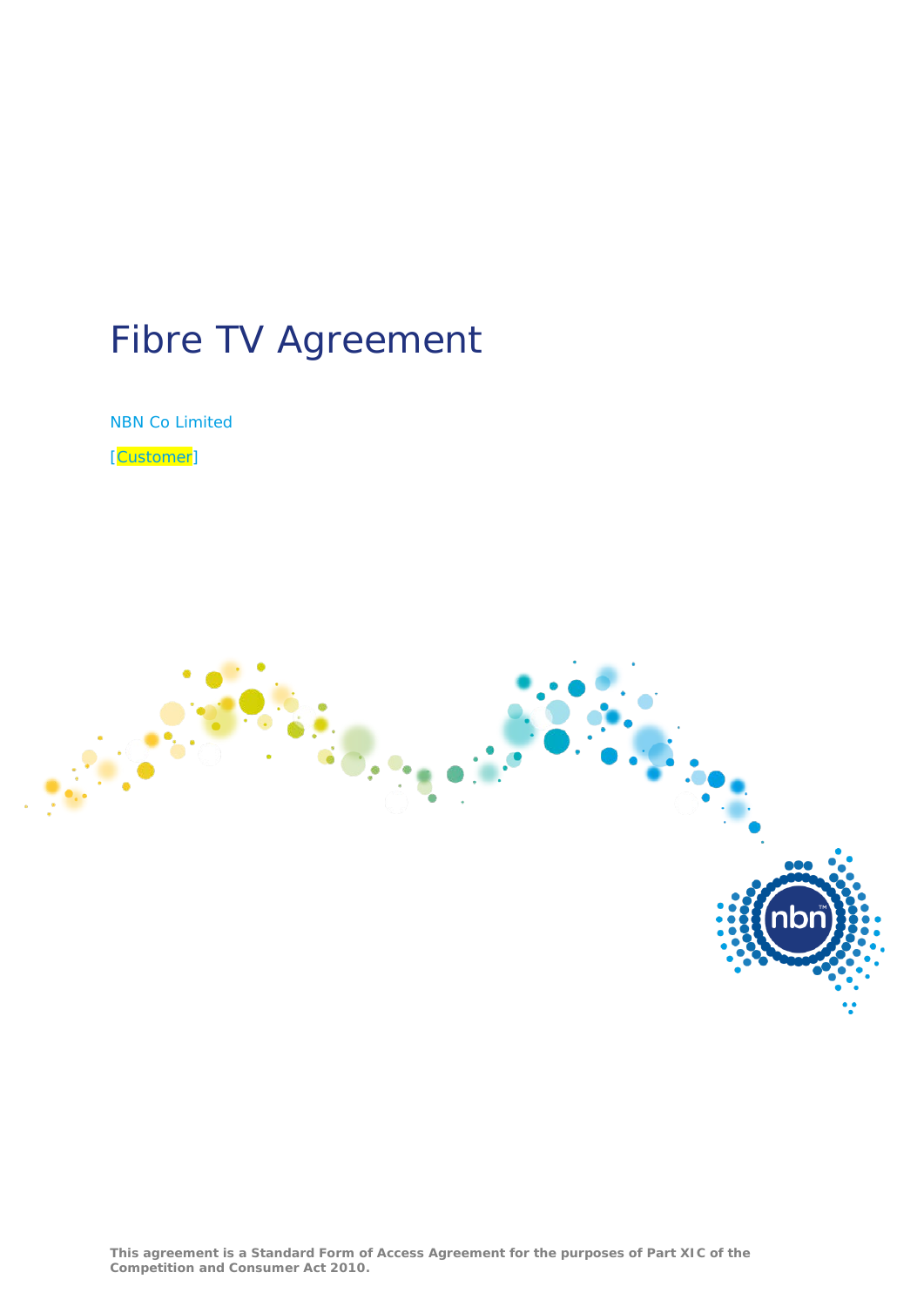# Fibre TV Agreement

NBN Co Limited

[Customer]

**This agreement is a Standard Form of Access Agreement for the purposes of Part XIC of the Competition and Consumer Act 2010.**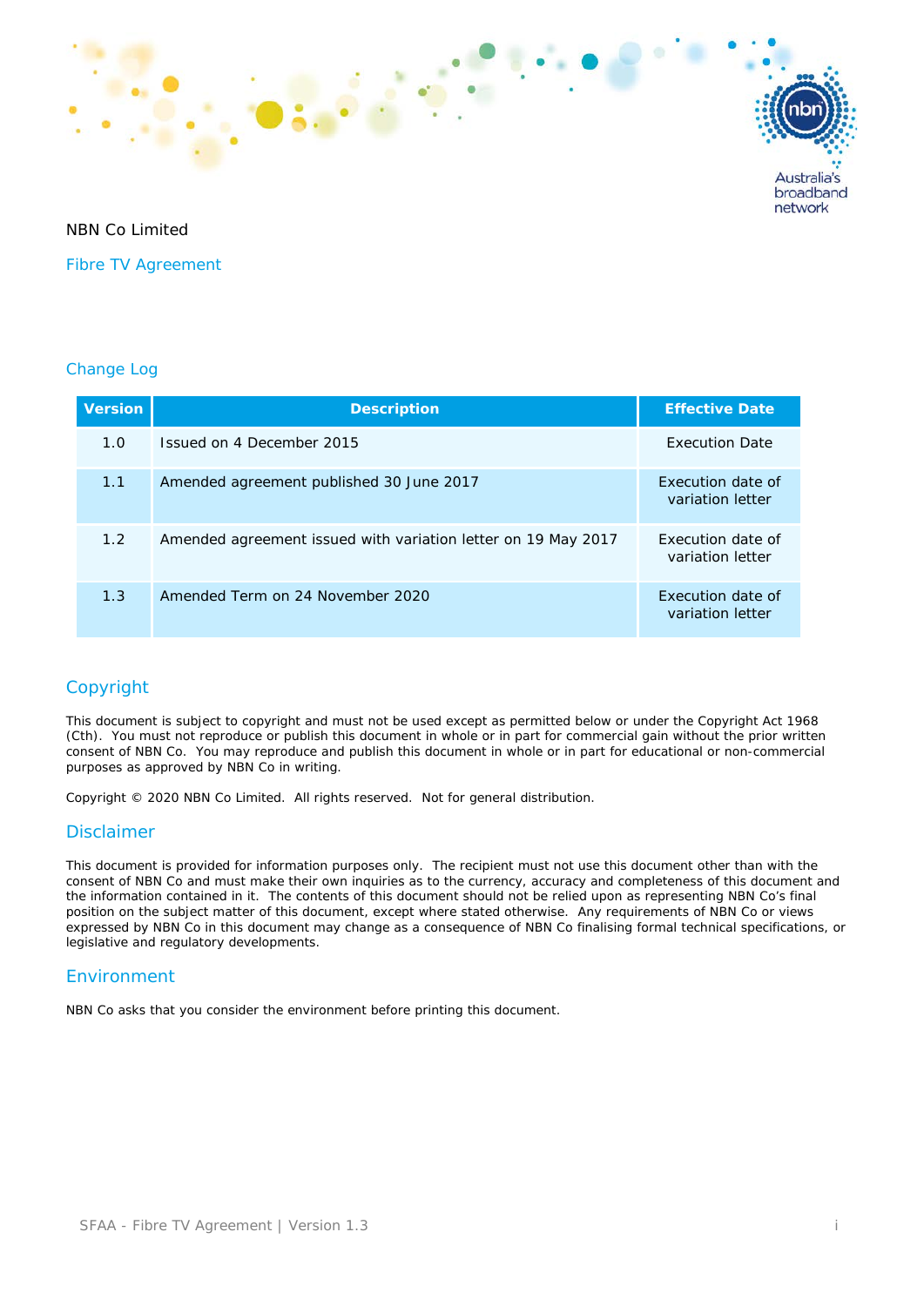NBN Co Limited

## Fibre TV Agreement

## Change Log

| Version | Description | Effective Date |
|---|---|---|
| 1.0 | Issued on 4 December 2015 | Execution Date |
| 1.1 | Amended agreement published 30 June 2017 | Execution date of variation letter |
| 1.2 | Amended agreement issued with variation letter on 19 May 2017 | Execution date of variation letter |
| 1.3 | Amended Term on 24 November 2020 | Execution date of variation letter |

## Copyright

This document is subject to copyright and must not be used except as permitted below or under the Copyright Act 1968 (Cth). You must not reproduce or publish this document in whole or in part for commercial gain without the prior written consent of NBN Co. You may reproduce and publish this document in whole or in part for educational or non-commercial purposes as approved by NBN Co in writing.

Copyright © 2020 NBN Co Limited. All rights reserved. Not for general distribution.

## Disclaimer

This document is provided for information purposes only. The recipient must not use this document other than with the consent of NBN Co and must make their own inquiries as to the currency, accuracy and completeness of this document and the information contained in it. The contents of this document should not be relied upon as representing NBN Co's final position on the subject matter of this document, except where stated otherwise. Any requirements of NBN Co or views expressed by NBN Co in this document may change as a consequence of NBN Co finalising formal technical specifications, or legislative and regulatory developments.

## Environment

NBN Co asks that you consider the environment before printing this document.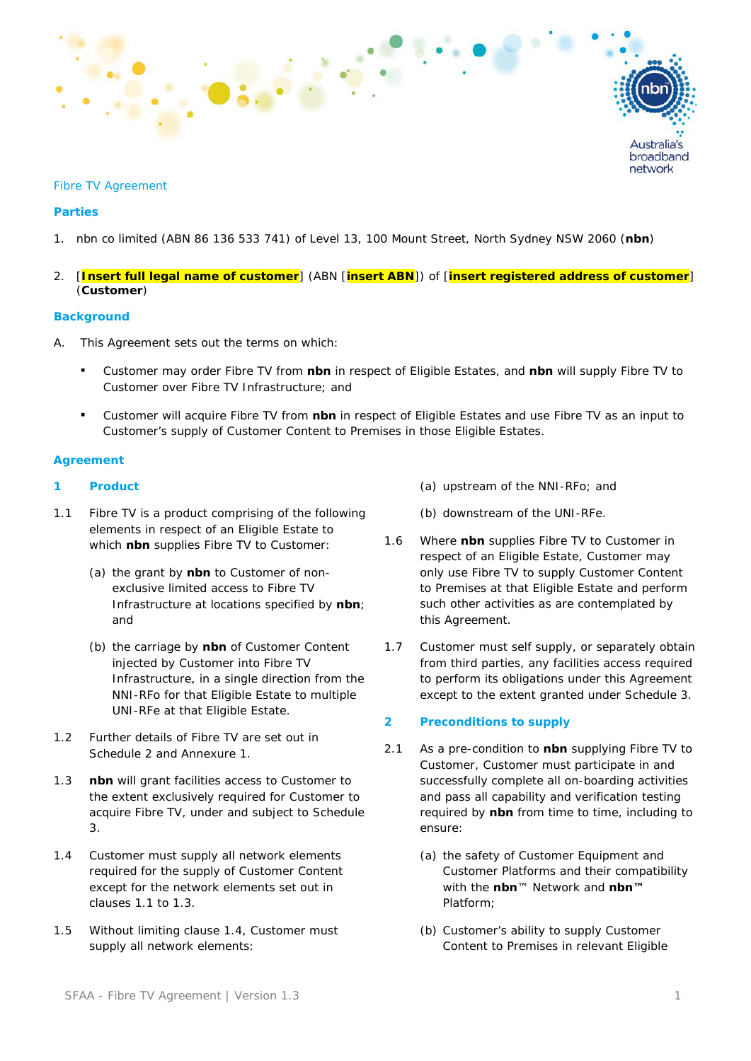Fibre TV Agreement

## Parties

1. nbn co limited (ABN 86 136 533 741) of Level 13, 100 Mount Street, North Sydney NSW 2060 (**nbn**)

2. [**Insert full legal name of customer**] (ABN [**insert ABN**]) of [**insert registered address of customer**] (**Customer**)

## Background

A. This Agreement sets out the terms on which:

- Customer may order Fibre TV from **nbn** in respect of Eligible Estates, and **nbn** will supply Fibre TV to Customer over Fibre TV Infrastructure; and
- Customer will acquire Fibre TV from **nbn** in respect of Eligible Estates and use Fibre TV as an input to Customer's supply of Customer Content to Premises in those Eligible Estates.

## Agreement

### 1 Product

1.1 Fibre TV is a product comprising of the following elements in respect of an Eligible Estate to which **nbn** supplies Fibre TV to Customer:

(a) the grant by **nbn** to Customer of non-exclusive limited access to Fibre TV Infrastructure at locations specified by **nbn**; and

(b) the carriage by **nbn** of Customer Content injected by Customer into Fibre TV Infrastructure, in a single direction from the NNI-RFo for that Eligible Estate to multiple UNI-RFe at that Eligible Estate.

1.2 Further details of Fibre TV are set out in Schedule 2 and Annexure 1.

1.3 **nbn** will grant facilities access to Customer to the extent exclusively required for Customer to acquire Fibre TV, under and subject to Schedule 3.

1.4 Customer must supply all network elements required for the supply of Customer Content except for the network elements set out in clauses 1.1 to 1.3.

1.5 Without limiting clause 1.4, Customer must supply all network elements:

(a) upstream of the NNI-RFo; and

(b) downstream of the UNI-RFe.

1.6 Where **nbn** supplies Fibre TV to Customer in respect of an Eligible Estate, Customer may only use Fibre TV to supply Customer Content to Premises at that Eligible Estate and perform such other activities as are contemplated by this Agreement.

1.7 Customer must self supply, or separately obtain from third parties, any facilities access required to perform its obligations under this Agreement except to the extent granted under Schedule 3.

### 2 Preconditions to supply

2.1 As a pre-condition to **nbn** supplying Fibre TV to Customer, Customer must participate in and successfully complete all on-boarding activities and pass all capability and verification testing required by **nbn** from time to time, including to ensure:

(a) the safety of Customer Equipment and Customer Platforms and their compatibility with the **nbn**™ Network and **nbn**™ Platform;

(b) Customer's ability to supply Customer Content to Premises in relevant Eligible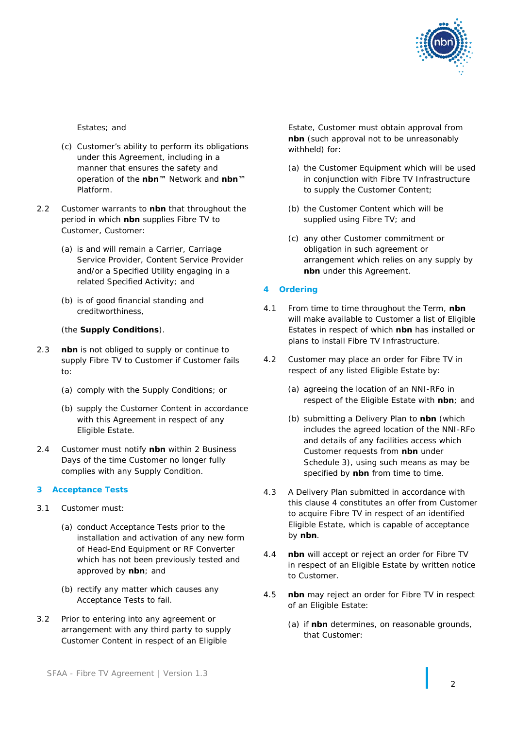Estates; and

(c) Customer's ability to perform its obligations under this Agreement, including in a manner that ensures the safety and operation of the **nbn™** Network and **nbn™** Platform.

2.2 Customer warrants to **nbn** that throughout the period in which **nbn** supplies Fibre TV to Customer, Customer:

(a) is and will remain a Carrier, Carriage Service Provider, Content Service Provider and/or a Specified Utility engaging in a related Specified Activity; and

(b) is of good financial standing and creditworthiness,

(the **Supply Conditions**).

2.3 **nbn** is not obliged to supply or continue to supply Fibre TV to Customer if Customer fails to:

(a) comply with the Supply Conditions; or

(b) supply the Customer Content in accordance with this Agreement in respect of any Eligible Estate.

2.4 Customer must notify **nbn** within 2 Business Days of the time Customer no longer fully complies with any Supply Condition.

## 3 Acceptance Tests

3.1 Customer must:

(a) conduct Acceptance Tests prior to the installation and activation of any new form of Head-End Equipment or RF Converter which has not been previously tested and approved by **nbn**; and

(b) rectify any matter which causes any Acceptance Tests to fail.

3.2 Prior to entering into any agreement or arrangement with any third party to supply Customer Content in respect of an Eligible Estate, Customer must obtain approval from **nbn** (such approval not to be unreasonably withheld) for:

(a) the Customer Equipment which will be used in conjunction with Fibre TV Infrastructure to supply the Customer Content;

(b) the Customer Content which will be supplied using Fibre TV; and

(c) any other Customer commitment or obligation in such agreement or arrangement which relies on any supply by **nbn** under this Agreement.

## 4 Ordering

4.1 From time to time throughout the Term, **nbn** will make available to Customer a list of Eligible Estates in respect of which **nbn** has installed or plans to install Fibre TV Infrastructure.

4.2 Customer may place an order for Fibre TV in respect of any listed Eligible Estate by:

(a) agreeing the location of an NNI-RFo in respect of the Eligible Estate with **nbn**; and

(b) submitting a Delivery Plan to **nbn** (which includes the agreed location of the NNI-RFo and details of any facilities access which Customer requests from **nbn** under Schedule 3), using such means as may be specified by **nbn** from time to time.

4.3 A Delivery Plan submitted in accordance with this clause 4 constitutes an offer from Customer to acquire Fibre TV in respect of an identified Eligible Estate, which is capable of acceptance by **nbn**.

4.4 **nbn** will accept or reject an order for Fibre TV in respect of an Eligible Estate by written notice to Customer.

4.5 **nbn** may reject an order for Fibre TV in respect of an Eligible Estate:

(a) if **nbn** determines, on reasonable grounds, that Customer: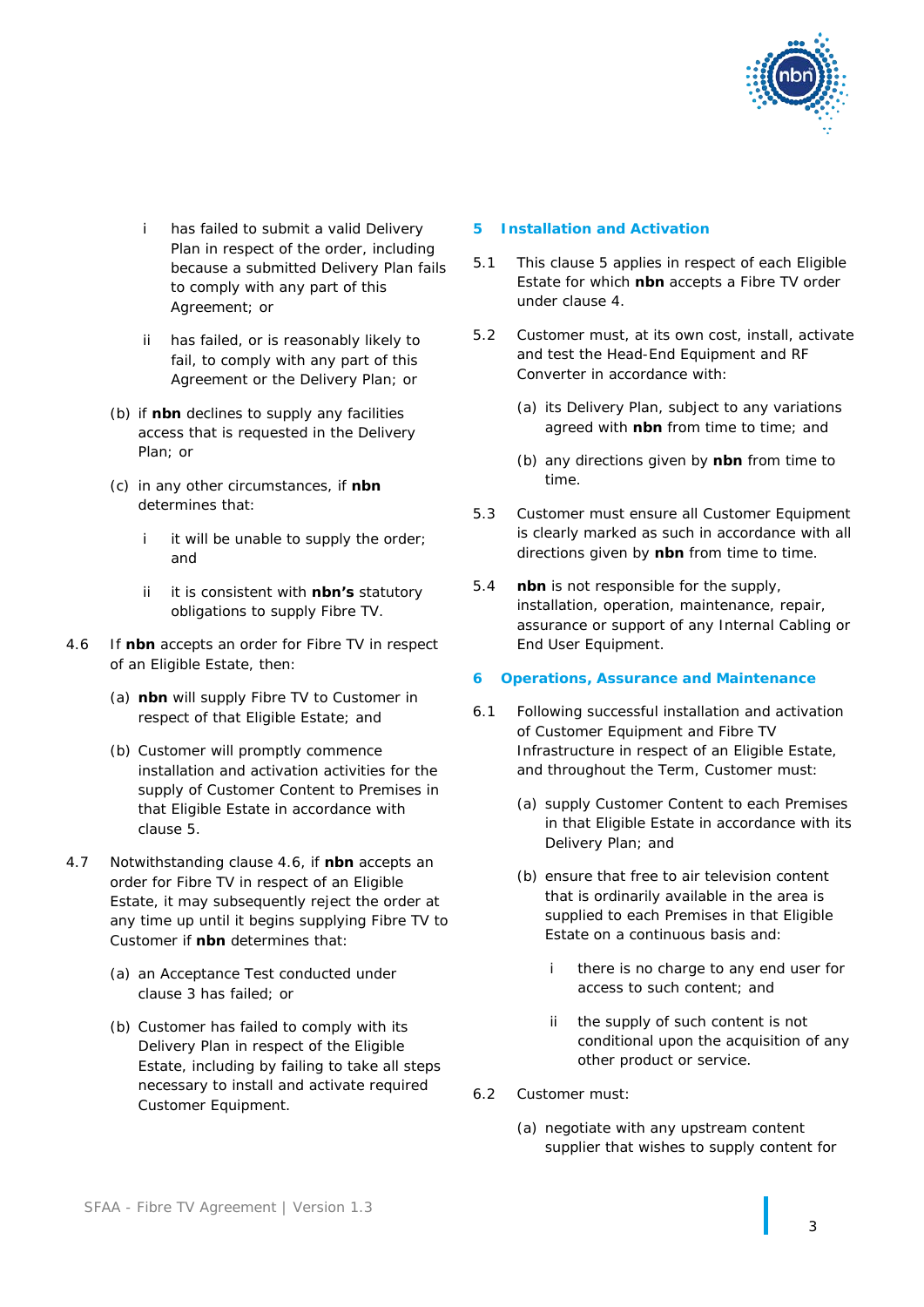i has failed to submit a valid Delivery Plan in respect of the order, including because a submitted Delivery Plan fails to comply with any part of this Agreement; or

ii has failed, or is reasonably likely to fail, to comply with any part of this Agreement or the Delivery Plan; or

(b) if **nbn** declines to supply any facilities access that is requested in the Delivery Plan; or

(c) in any other circumstances, if **nbn** determines that:

i it will be unable to supply the order; and

ii it is consistent with **nbn's** statutory obligations to supply Fibre TV.

4.6 If **nbn** accepts an order for Fibre TV in respect of an Eligible Estate, then:

(a) **nbn** will supply Fibre TV to Customer in respect of that Eligible Estate; and

(b) Customer will promptly commence installation and activation activities for the supply of Customer Content to Premises in that Eligible Estate in accordance with clause 5.

4.7 Notwithstanding clause 4.6, if **nbn** accepts an order for Fibre TV in respect of an Eligible Estate, it may subsequently reject the order at any time up until it begins supplying Fibre TV to Customer if **nbn** determines that:

(a) an Acceptance Test conducted under clause 3 has failed; or

(b) Customer has failed to comply with its Delivery Plan in respect of the Eligible Estate, including by failing to take all steps necessary to install and activate required Customer Equipment.

## 5 Installation and Activation

5.1 This clause 5 applies in respect of each Eligible Estate for which **nbn** accepts a Fibre TV order under clause 4.

5.2 Customer must, at its own cost, install, activate and test the Head-End Equipment and RF Converter in accordance with:

(a) its Delivery Plan, subject to any variations agreed with **nbn** from time to time; and

(b) any directions given by **nbn** from time to time.

5.3 Customer must ensure all Customer Equipment is clearly marked as such in accordance with all directions given by **nbn** from time to time.

5.4 **nbn** is not responsible for the supply, installation, operation, maintenance, repair, assurance or support of any Internal Cabling or End User Equipment.

## 6 Operations, Assurance and Maintenance

6.1 Following successful installation and activation of Customer Equipment and Fibre TV Infrastructure in respect of an Eligible Estate, and throughout the Term, Customer must:

(a) supply Customer Content to each Premises in that Eligible Estate in accordance with its Delivery Plan; and

(b) ensure that free to air television content that is ordinarily available in the area is supplied to each Premises in that Eligible Estate on a continuous basis and:

i there is no charge to any end user for access to such content; and

ii the supply of such content is not conditional upon the acquisition of any other product or service.

6.2 Customer must:

(a) negotiate with any upstream content supplier that wishes to supply content for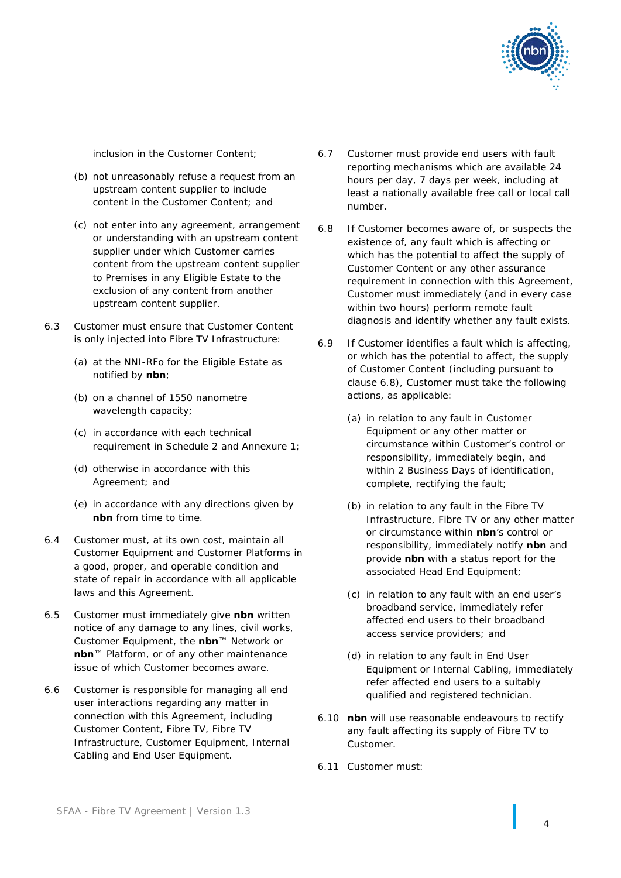inclusion in the Customer Content;

(b) not unreasonably refuse a request from an upstream content supplier to include content in the Customer Content; and

(c) not enter into any agreement, arrangement or understanding with an upstream content supplier under which Customer carries content from the upstream content supplier to Premises in any Eligible Estate to the exclusion of any content from another upstream content supplier.

6.3 Customer must ensure that Customer Content is only injected into Fibre TV Infrastructure:

(a) at the NNI-RFo for the Eligible Estate as notified by **nbn**;

(b) on a channel of 1550 nanometre wavelength capacity;

(c) in accordance with each technical requirement in Schedule 2 and Annexure 1;

(d) otherwise in accordance with this Agreement; and

(e) in accordance with any directions given by **nbn** from time to time.

6.4 Customer must, at its own cost, maintain all Customer Equipment and Customer Platforms in a good, proper, and operable condition and state of repair in accordance with all applicable laws and this Agreement.

6.5 Customer must immediately give **nbn** written notice of any damage to any lines, civil works, Customer Equipment, the **nbn**™ Network or **nbn**™ Platform, or of any other maintenance issue of which Customer becomes aware.

6.6 Customer is responsible for managing all end user interactions regarding any matter in connection with this Agreement, including Customer Content, Fibre TV, Fibre TV Infrastructure, Customer Equipment, Internal Cabling and End User Equipment.

6.7 Customer must provide end users with fault reporting mechanisms which are available 24 hours per day, 7 days per week, including at least a nationally available free call or local call number.

6.8 If Customer becomes aware of, or suspects the existence of, any fault which is affecting or which has the potential to affect the supply of Customer Content or any other assurance requirement in connection with this Agreement, Customer must immediately (and in every case within two hours) perform remote fault diagnosis and identify whether any fault exists.

6.9 If Customer identifies a fault which is affecting, or which has the potential to affect, the supply of Customer Content (including pursuant to clause 6.8), Customer must take the following actions, as applicable:

(a) in relation to any fault in Customer Equipment or any other matter or circumstance within Customer's control or responsibility, immediately begin, and within 2 Business Days of identification, complete, rectifying the fault;

(b) in relation to any fault in the Fibre TV Infrastructure, Fibre TV or any other matter or circumstance within **nbn**'s control or responsibility, immediately notify **nbn** and provide **nbn** with a status report for the associated Head End Equipment;

(c) in relation to any fault with an end user's broadband service, immediately refer affected end users to their broadband access service providers; and

(d) in relation to any fault in End User Equipment or Internal Cabling, immediately refer affected end users to a suitably qualified and registered technician.

6.10 **nbn** will use reasonable endeavours to rectify any fault affecting its supply of Fibre TV to Customer.

6.11 Customer must: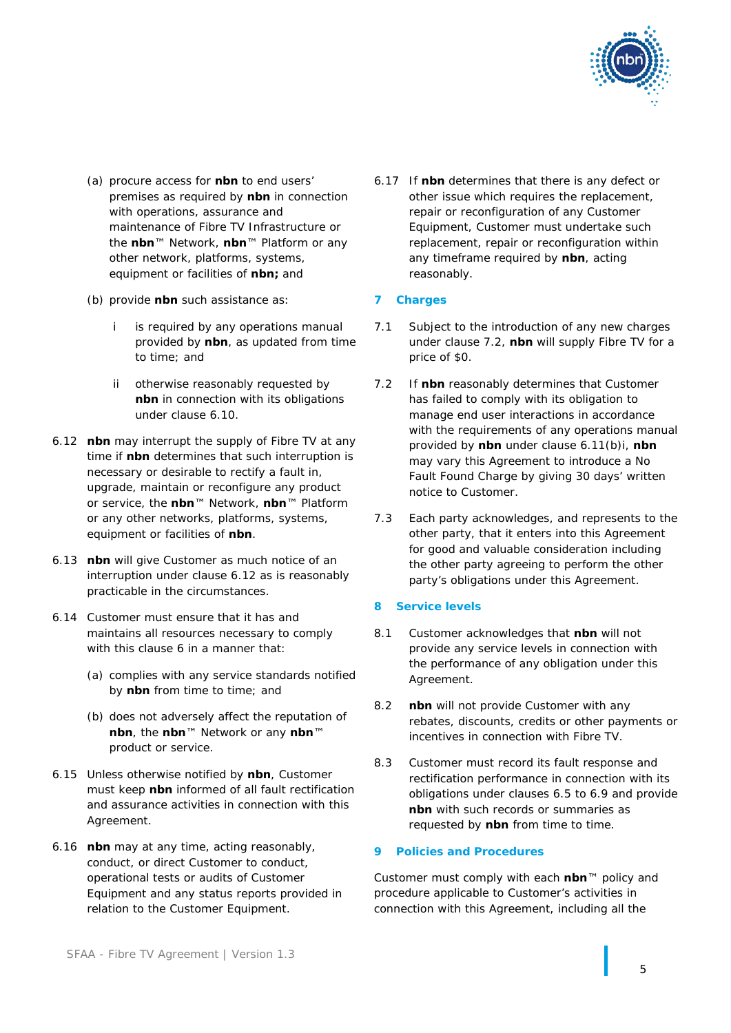(a) procure access for **nbn** to end users' premises as required by **nbn** in connection with operations, assurance and maintenance of Fibre TV Infrastructure or the **nbn**™ Network, **nbn**™ Platform or any other network, platforms, systems, equipment or facilities of **nbn;** and

(b) provide **nbn** such assistance as:

i is required by any operations manual provided by **nbn**, as updated from time to time; and

ii otherwise reasonably requested by **nbn** in connection with its obligations under clause 6.10.

6.12 **nbn** may interrupt the supply of Fibre TV at any time if **nbn** determines that such interruption is necessary or desirable to rectify a fault in, upgrade, maintain or reconfigure any product or service, the **nbn**™ Network, **nbn**™ Platform or any other networks, platforms, systems, equipment or facilities of **nbn**.

6.13 **nbn** will give Customer as much notice of an interruption under clause 6.12 as is reasonably practicable in the circumstances.

6.14 Customer must ensure that it has and maintains all resources necessary to comply with this clause 6 in a manner that:

(a) complies with any service standards notified by **nbn** from time to time; and

(b) does not adversely affect the reputation of **nbn**, the **nbn**™ Network or any **nbn**™ product or service.

6.15 Unless otherwise notified by **nbn**, Customer must keep **nbn** informed of all fault rectification and assurance activities in connection with this Agreement.

6.16 **nbn** may at any time, acting reasonably, conduct, or direct Customer to conduct, operational tests or audits of Customer Equipment and any status reports provided in relation to the Customer Equipment.

6.17 If **nbn** determines that there is any defect or other issue which requires the replacement, repair or reconfiguration of any Customer Equipment, Customer must undertake such replacement, repair or reconfiguration within any timeframe required by **nbn**, acting reasonably.

## 7 Charges

7.1 Subject to the introduction of any new charges under clause 7.2, **nbn** will supply Fibre TV for a price of $0.

7.2 If **nbn** reasonably determines that Customer has failed to comply with its obligation to manage end user interactions in accordance with the requirements of any operations manual provided by **nbn** under clause 6.11(b)i, **nbn** may vary this Agreement to introduce a No Fault Found Charge by giving 30 days' written notice to Customer.

7.3 Each party acknowledges, and represents to the other party, that it enters into this Agreement for good and valuable consideration including the other party agreeing to perform the other party's obligations under this Agreement.

## 8 Service levels

8.1 Customer acknowledges that **nbn** will not provide any service levels in connection with the performance of any obligation under this Agreement.

8.2 **nbn** will not provide Customer with any rebates, discounts, credits or other payments or incentives in connection with Fibre TV.

8.3 Customer must record its fault response and rectification performance in connection with its obligations under clauses 6.5 to 6.9 and provide **nbn** with such records or summaries as requested by **nbn** from time to time.

## 9 Policies and Procedures

Customer must comply with each **nbn**™ policy and procedure applicable to Customer's activities in connection with this Agreement, including all the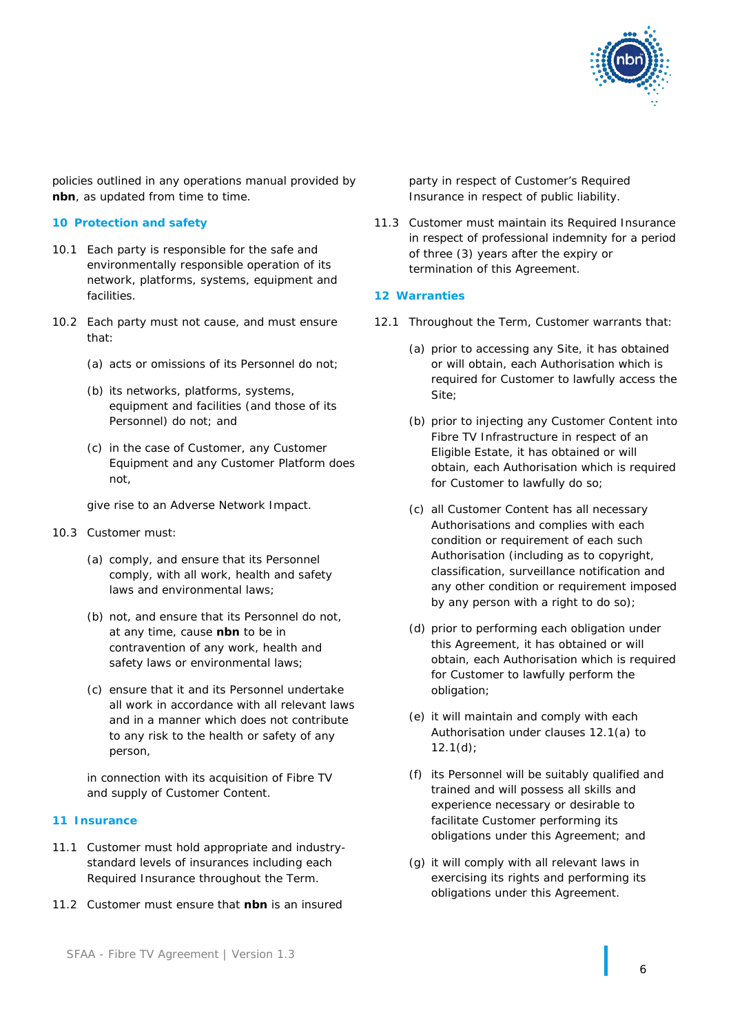policies outlined in any operations manual provided by **nbn**, as updated from time to time.

## 10 Protection and safety

10.1 Each party is responsible for the safe and environmentally responsible operation of its network, platforms, systems, equipment and facilities.

10.2 Each party must not cause, and must ensure that:

(a) acts or omissions of its Personnel do not;

(b) its networks, platforms, systems, equipment and facilities (and those of its Personnel) do not; and

(c) in the case of Customer, any Customer Equipment and any Customer Platform does not,

give rise to an Adverse Network Impact.

10.3 Customer must:

(a) comply, and ensure that its Personnel comply, with all work, health and safety laws and environmental laws;

(b) not, and ensure that its Personnel do not, at any time, cause **nbn** to be in contravention of any work, health and safety laws or environmental laws;

(c) ensure that it and its Personnel undertake all work in accordance with all relevant laws and in a manner which does not contribute to any risk to the health or safety of any person,

in connection with its acquisition of Fibre TV and supply of Customer Content.

## 11 Insurance

11.1 Customer must hold appropriate and industry-standard levels of insurances including each Required Insurance throughout the Term.

11.2 Customer must ensure that **nbn** is an insured party in respect of Customer's Required Insurance in respect of public liability.

11.3 Customer must maintain its Required Insurance in respect of professional indemnity for a period of three (3) years after the expiry or termination of this Agreement.

## 12 Warranties

12.1 Throughout the Term, Customer warrants that:

(a) prior to accessing any Site, it has obtained or will obtain, each Authorisation which is required for Customer to lawfully access the Site;

(b) prior to injecting any Customer Content into Fibre TV Infrastructure in respect of an Eligible Estate, it has obtained or will obtain, each Authorisation which is required for Customer to lawfully do so;

(c) all Customer Content has all necessary Authorisations and complies with each condition or requirement of each such Authorisation (including as to copyright, classification, surveillance notification and any other condition or requirement imposed by any person with a right to do so);

(d) prior to performing each obligation under this Agreement, it has obtained or will obtain, each Authorisation which is required for Customer to lawfully perform the obligation;

(e) it will maintain and comply with each Authorisation under clauses 12.1(a) to 12.1(d);

(f) its Personnel will be suitably qualified and trained and will possess all skills and experience necessary or desirable to facilitate Customer performing its obligations under this Agreement; and

(g) it will comply with all relevant laws in exercising its rights and performing its obligations under this Agreement.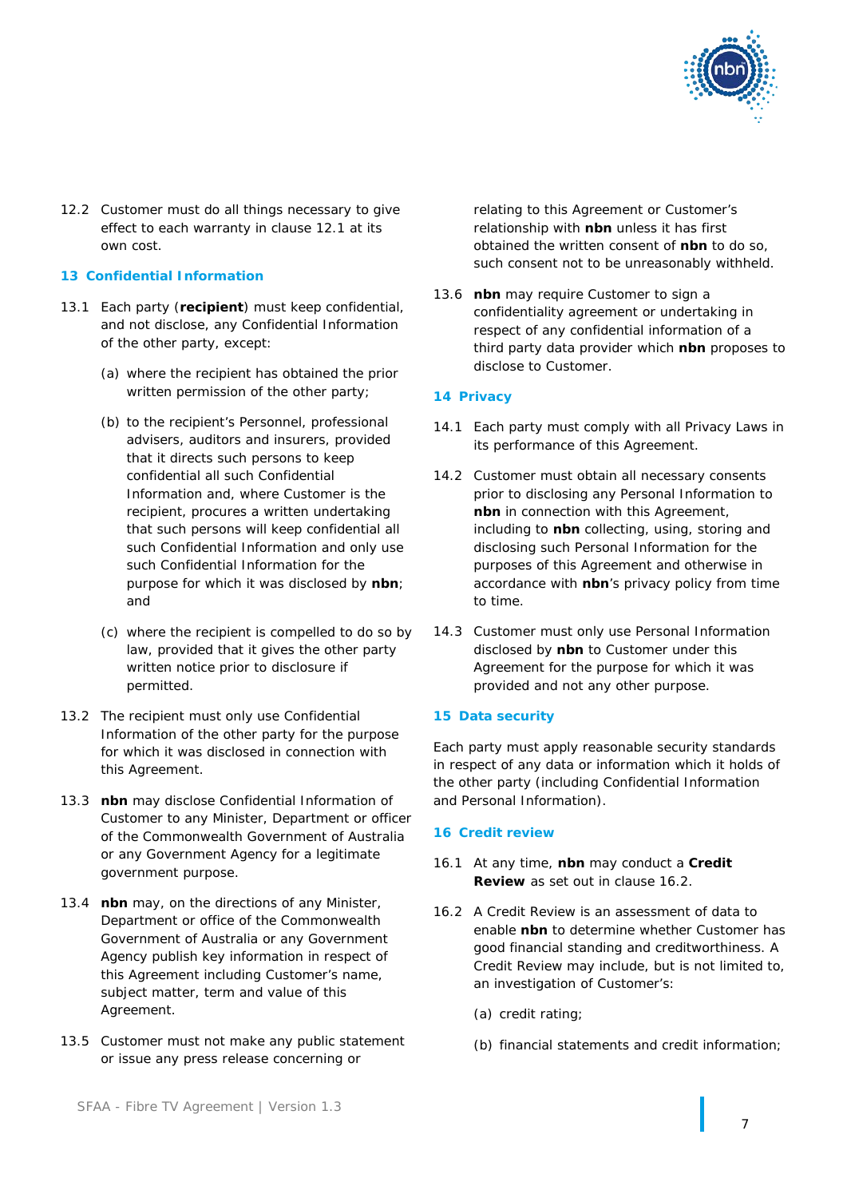12.2 Customer must do all things necessary to give effect to each warranty in clause 12.1 at its own cost.

## 13 Confidential Information

13.1 Each party (**recipient**) must keep confidential, and not disclose, any Confidential Information of the other party, except:

(a) where the recipient has obtained the prior written permission of the other party;

(b) to the recipient's Personnel, professional advisers, auditors and insurers, provided that it directs such persons to keep confidential all such Confidential Information and, where Customer is the recipient, procures a written undertaking that such persons will keep confidential all such Confidential Information and only use such Confidential Information for the purpose for which it was disclosed by **nbn**; and

(c) where the recipient is compelled to do so by law, provided that it gives the other party written notice prior to disclosure if permitted.

13.2 The recipient must only use Confidential Information of the other party for the purpose for which it was disclosed in connection with this Agreement.

13.3 **nbn** may disclose Confidential Information of Customer to any Minister, Department or officer of the Commonwealth Government of Australia or any Government Agency for a legitimate government purpose.

13.4 **nbn** may, on the directions of any Minister, Department or office of the Commonwealth Government of Australia or any Government Agency publish key information in respect of this Agreement including Customer's name, subject matter, term and value of this Agreement.

13.5 Customer must not make any public statement or issue any press release concerning or relating to this Agreement or Customer's relationship with **nbn** unless it has first obtained the written consent of **nbn** to do so, such consent not to be unreasonably withheld.

13.6 **nbn** may require Customer to sign a confidentiality agreement or undertaking in respect of any confidential information of a third party data provider which **nbn** proposes to disclose to Customer.

## 14 Privacy

14.1 Each party must comply with all Privacy Laws in its performance of this Agreement.

14.2 Customer must obtain all necessary consents prior to disclosing any Personal Information to **nbn** in connection with this Agreement, including to **nbn** collecting, using, storing and disclosing such Personal Information for the purposes of this Agreement and otherwise in accordance with **nbn**'s privacy policy from time to time.

14.3 Customer must only use Personal Information disclosed by **nbn** to Customer under this Agreement for the purpose for which it was provided and not any other purpose.

## 15 Data security

Each party must apply reasonable security standards in respect of any data or information which it holds of the other party (including Confidential Information and Personal Information).

## 16 Credit review

16.1 At any time, **nbn** may conduct a **Credit Review** as set out in clause 16.2.

16.2 A Credit Review is an assessment of data to enable **nbn** to determine whether Customer has good financial standing and creditworthiness. A Credit Review may include, but is not limited to, an investigation of Customer's:

(a) credit rating;

(b) financial statements and credit information;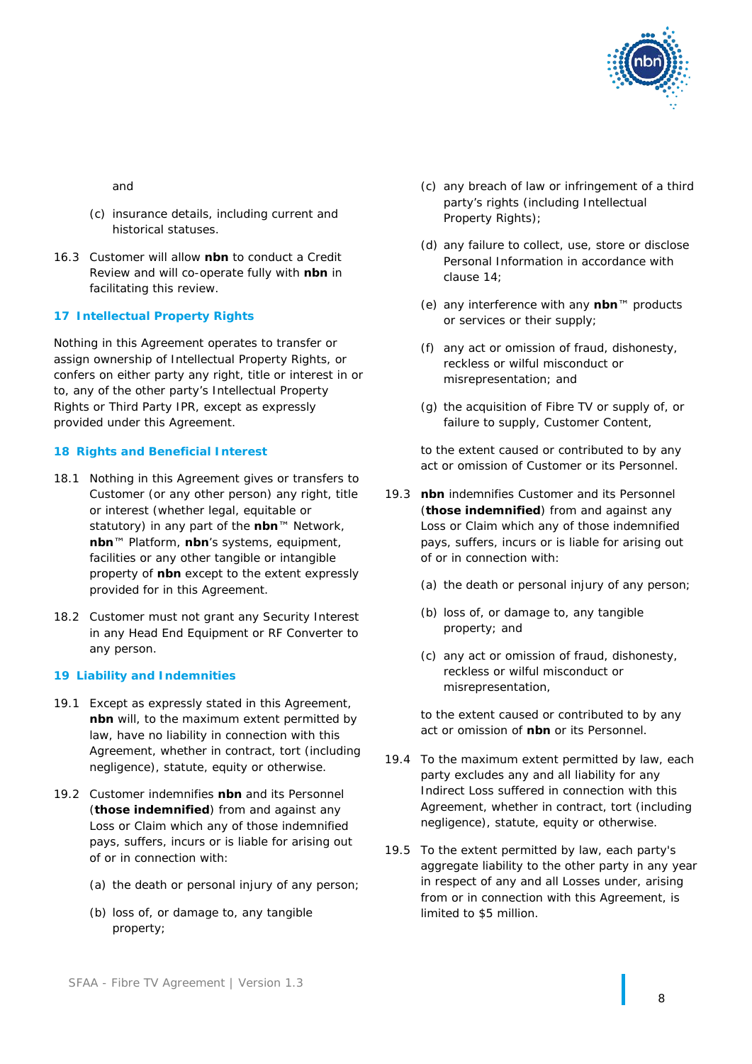and

(c) insurance details, including current and historical statuses.

16.3 Customer will allow **nbn** to conduct a Credit Review and will co-operate fully with **nbn** in facilitating this review.

## 17 Intellectual Property Rights

Nothing in this Agreement operates to transfer or assign ownership of Intellectual Property Rights, or confers on either party any right, title or interest in or to, any of the other party's Intellectual Property Rights or Third Party IPR, except as expressly provided under this Agreement.

## 18 Rights and Beneficial Interest

18.1 Nothing in this Agreement gives or transfers to Customer (or any other person) any right, title or interest (whether legal, equitable or statutory) in any part of the **nbn**™ Network, **nbn**™ Platform, **nbn**'s systems, equipment, facilities or any other tangible or intangible property of **nbn** except to the extent expressly provided for in this Agreement.

18.2 Customer must not grant any Security Interest in any Head End Equipment or RF Converter to any person.

## 19 Liability and Indemnities

19.1 Except as expressly stated in this Agreement, **nbn** will, to the maximum extent permitted by law, have no liability in connection with this Agreement, whether in contract, tort (including negligence), statute, equity or otherwise.

19.2 Customer indemnifies **nbn** and its Personnel (**those indemnified**) from and against any Loss or Claim which any of those indemnified pays, suffers, incurs or is liable for arising out of or in connection with:

(a) the death or personal injury of any person;

(b) loss of, or damage to, any tangible property;

(c) any breach of law or infringement of a third party's rights (including Intellectual Property Rights);

(d) any failure to collect, use, store or disclose Personal Information in accordance with clause 14;

(e) any interference with any **nbn**™ products or services or their supply;

(f) any act or omission of fraud, dishonesty, reckless or wilful misconduct or misrepresentation; and

(g) the acquisition of Fibre TV or supply of, or failure to supply, Customer Content,

to the extent caused or contributed to by any act or omission of Customer or its Personnel.

19.3 **nbn** indemnifies Customer and its Personnel (**those indemnified**) from and against any Loss or Claim which any of those indemnified pays, suffers, incurs or is liable for arising out of or in connection with:

(a) the death or personal injury of any person;

(b) loss of, or damage to, any tangible property; and

(c) any act or omission of fraud, dishonesty, reckless or wilful misconduct or misrepresentation,

to the extent caused or contributed to by any act or omission of **nbn** or its Personnel.

19.4 To the maximum extent permitted by law, each party excludes any and all liability for any Indirect Loss suffered in connection with this Agreement, whether in contract, tort (including negligence), statute, equity or otherwise.

19.5 To the extent permitted by law, each party's aggregate liability to the other party in any year in respect of any and all Losses under, arising from or in connection with this Agreement, is limited to $5 million.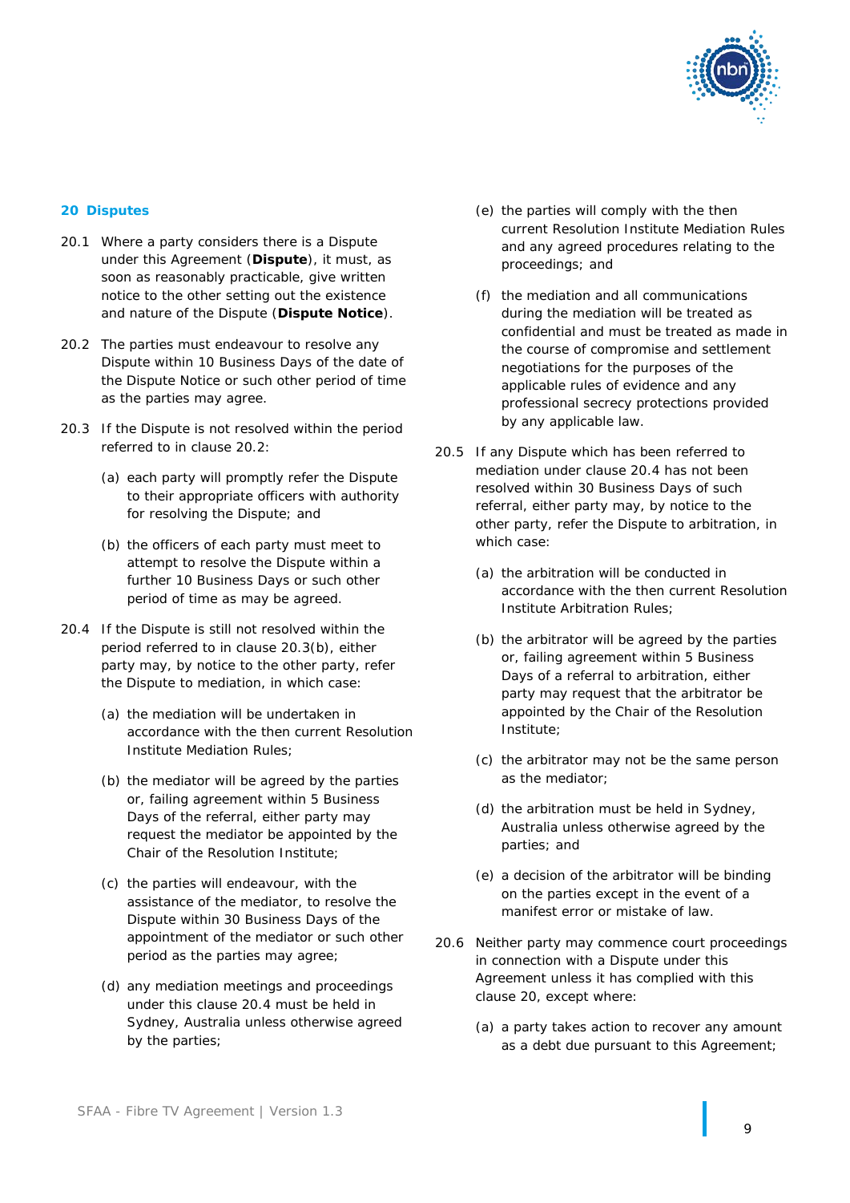## 20 Disputes

20.1 Where a party considers there is a Dispute under this Agreement (**Dispute**), it must, as soon as reasonably practicable, give written notice to the other setting out the existence and nature of the Dispute (**Dispute Notice**).

20.2 The parties must endeavour to resolve any Dispute within 10 Business Days of the date of the Dispute Notice or such other period of time as the parties may agree.

20.3 If the Dispute is not resolved within the period referred to in clause 20.2:

(a) each party will promptly refer the Dispute to their appropriate officers with authority for resolving the Dispute; and

(b) the officers of each party must meet to attempt to resolve the Dispute within a further 10 Business Days or such other period of time as may be agreed.

20.4 If the Dispute is still not resolved within the period referred to in clause 20.3(b), either party may, by notice to the other party, refer the Dispute to mediation, in which case:

(a) the mediation will be undertaken in accordance with the then current Resolution Institute Mediation Rules;

(b) the mediator will be agreed by the parties or, failing agreement within 5 Business Days of the referral, either party may request the mediator be appointed by the Chair of the Resolution Institute;

(c) the parties will endeavour, with the assistance of the mediator, to resolve the Dispute within 30 Business Days of the appointment of the mediator or such other period as the parties may agree;

(d) any mediation meetings and proceedings under this clause 20.4 must be held in Sydney, Australia unless otherwise agreed by the parties;

(e) the parties will comply with the then current Resolution Institute Mediation Rules and any agreed procedures relating to the proceedings; and

(f) the mediation and all communications during the mediation will be treated as confidential and must be treated as made in the course of compromise and settlement negotiations for the purposes of the applicable rules of evidence and any professional secrecy protections provided by any applicable law.

20.5 If any Dispute which has been referred to mediation under clause 20.4 has not been resolved within 30 Business Days of such referral, either party may, by notice to the other party, refer the Dispute to arbitration, in which case:

(a) the arbitration will be conducted in accordance with the then current Resolution Institute Arbitration Rules;

(b) the arbitrator will be agreed by the parties or, failing agreement within 5 Business Days of a referral to arbitration, either party may request that the arbitrator be appointed by the Chair of the Resolution Institute;

(c) the arbitrator may not be the same person as the mediator;

(d) the arbitration must be held in Sydney, Australia unless otherwise agreed by the parties; and

(e) a decision of the arbitrator will be binding on the parties except in the event of a manifest error or mistake of law.

20.6 Neither party may commence court proceedings in connection with a Dispute under this Agreement unless it has complied with this clause 20, except where:

(a) a party takes action to recover any amount as a debt due pursuant to this Agreement;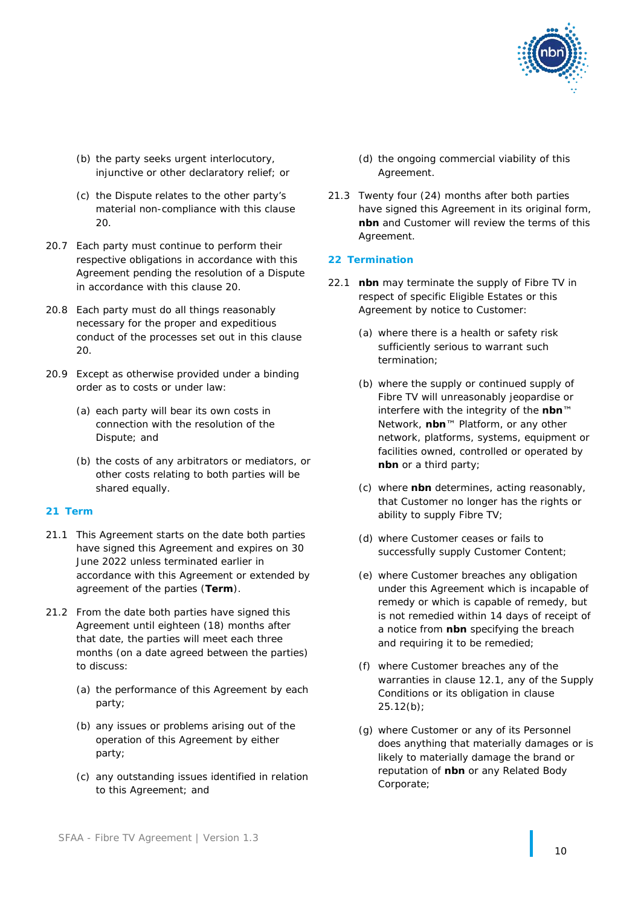(b) the party seeks urgent interlocutory, injunctive or other declaratory relief; or

(c) the Dispute relates to the other party's material non-compliance with this clause 20.

20.7 Each party must continue to perform their respective obligations in accordance with this Agreement pending the resolution of a Dispute in accordance with this clause 20.

20.8 Each party must do all things reasonably necessary for the proper and expeditious conduct of the processes set out in this clause 20.

20.9 Except as otherwise provided under a binding order as to costs or under law:

(a) each party will bear its own costs in connection with the resolution of the Dispute; and

(b) the costs of any arbitrators or mediators, or other costs relating to both parties will be shared equally.

## 21 Term

21.1 This Agreement starts on the date both parties have signed this Agreement and expires on 30 June 2022 unless terminated earlier in accordance with this Agreement or extended by agreement of the parties (**Term**).

21.2 From the date both parties have signed this Agreement until eighteen (18) months after that date, the parties will meet each three months (on a date agreed between the parties) to discuss:

(a) the performance of this Agreement by each party;

(b) any issues or problems arising out of the operation of this Agreement by either party;

(c) any outstanding issues identified in relation to this Agreement; and

(d) the ongoing commercial viability of this Agreement.

21.3 Twenty four (24) months after both parties have signed this Agreement in its original form, **nbn** and Customer will review the terms of this Agreement.

## 22 Termination

22.1 **nbn** may terminate the supply of Fibre TV in respect of specific Eligible Estates or this Agreement by notice to Customer:

(a) where there is a health or safety risk sufficiently serious to warrant such termination;

(b) where the supply or continued supply of Fibre TV will unreasonably jeopardise or interfere with the integrity of the **nbn**™ Network, **nbn**™ Platform, or any other network, platforms, systems, equipment or facilities owned, controlled or operated by **nbn** or a third party;

(c) where **nbn** determines, acting reasonably, that Customer no longer has the rights or ability to supply Fibre TV;

(d) where Customer ceases or fails to successfully supply Customer Content;

(e) where Customer breaches any obligation under this Agreement which is incapable of remedy or which is capable of remedy, but is not remedied within 14 days of receipt of a notice from **nbn** specifying the breach and requiring it to be remedied;

(f) where Customer breaches any of the warranties in clause 12.1, any of the Supply Conditions or its obligation in clause 25.12(b);

(g) where Customer or any of its Personnel does anything that materially damages or is likely to materially damage the brand or reputation of **nbn** or any Related Body Corporate;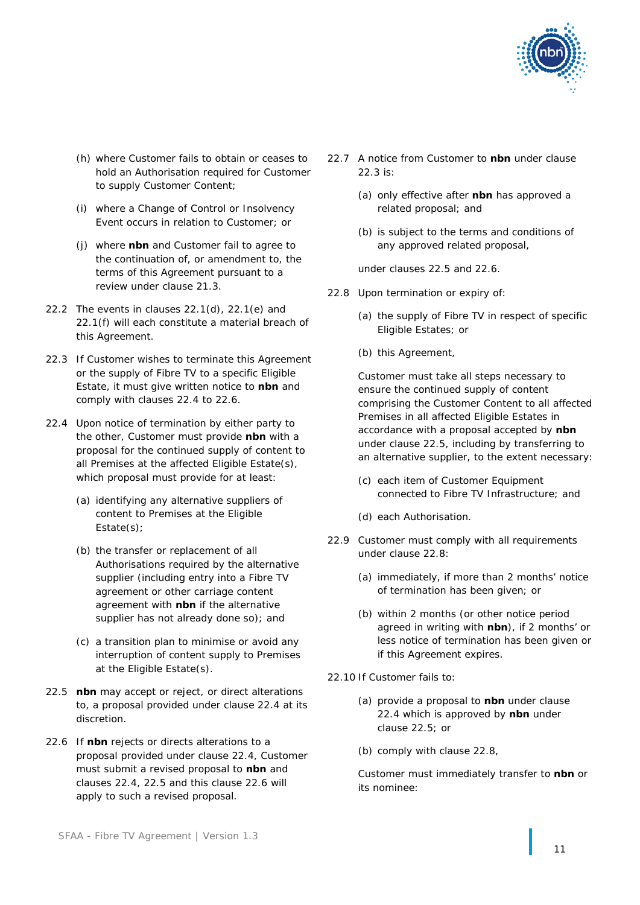(h) where Customer fails to obtain or ceases to hold an Authorisation required for Customer to supply Customer Content;

(i) where a Change of Control or Insolvency Event occurs in relation to Customer; or

(j) where **nbn** and Customer fail to agree to the continuation of, or amendment to, the terms of this Agreement pursuant to a review under clause 21.3.

22.2 The events in clauses 22.1(d), 22.1(e) and 22.1(f) will each constitute a material breach of this Agreement.

22.3 If Customer wishes to terminate this Agreement or the supply of Fibre TV to a specific Eligible Estate, it must give written notice to **nbn** and comply with clauses 22.4 to 22.6.

22.4 Upon notice of termination by either party to the other, Customer must provide **nbn** with a proposal for the continued supply of content to all Premises at the affected Eligible Estate(s), which proposal must provide for at least:

(a) identifying any alternative suppliers of content to Premises at the Eligible Estate(s);

(b) the transfer or replacement of all Authorisations required by the alternative supplier (including entry into a Fibre TV agreement or other carriage content agreement with **nbn** if the alternative supplier has not already done so); and

(c) a transition plan to minimise or avoid any interruption of content supply to Premises at the Eligible Estate(s).

22.5 **nbn** may accept or reject, or direct alterations to, a proposal provided under clause 22.4 at its discretion.

22.6 If **nbn** rejects or directs alterations to a proposal provided under clause 22.4, Customer must submit a revised proposal to **nbn** and clauses 22.4, 22.5 and this clause 22.6 will apply to such a revised proposal.

22.7 A notice from Customer to **nbn** under clause 22.3 is:

(a) only effective after **nbn** has approved a related proposal; and

(b) is subject to the terms and conditions of any approved related proposal,

under clauses 22.5 and 22.6.

22.8 Upon termination or expiry of:

(a) the supply of Fibre TV in respect of specific Eligible Estates; or

(b) this Agreement,

Customer must take all steps necessary to ensure the continued supply of content comprising the Customer Content to all affected Premises in all affected Eligible Estates in accordance with a proposal accepted by **nbn** under clause 22.5, including by transferring to an alternative supplier, to the extent necessary:

(c) each item of Customer Equipment connected to Fibre TV Infrastructure; and

(d) each Authorisation.

22.9 Customer must comply with all requirements under clause 22.8:

(a) immediately, if more than 2 months' notice of termination has been given; or

(b) within 2 months (or other notice period agreed in writing with **nbn**), if 2 months' or less notice of termination has been given or if this Agreement expires.

22.10 If Customer fails to:

(a) provide a proposal to **nbn** under clause 22.4 which is approved by **nbn** under clause 22.5; or

(b) comply with clause 22.8,

Customer must immediately transfer to **nbn** or its nominee: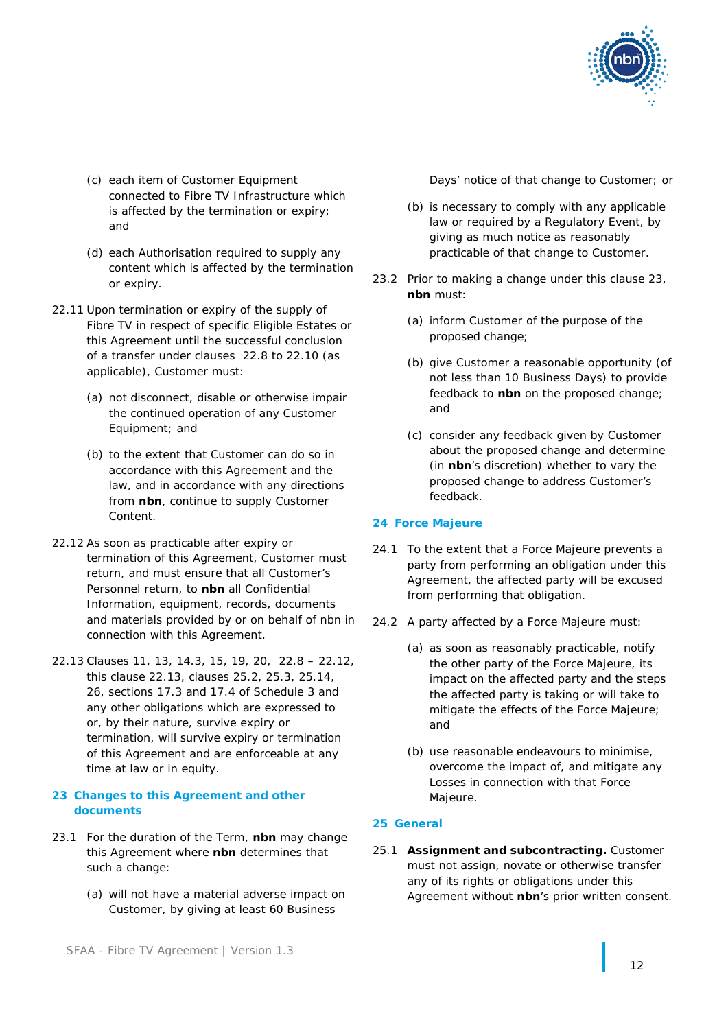(c) each item of Customer Equipment connected to Fibre TV Infrastructure which is affected by the termination or expiry; and

(d) each Authorisation required to supply any content which is affected by the termination or expiry.

22.11 Upon termination or expiry of the supply of Fibre TV in respect of specific Eligible Estates or this Agreement until the successful conclusion of a transfer under clauses 22.8 to 22.10 (as applicable), Customer must:

(a) not disconnect, disable or otherwise impair the continued operation of any Customer Equipment; and

(b) to the extent that Customer can do so in accordance with this Agreement and the law, and in accordance with any directions from **nbn**, continue to supply Customer Content.

22.12 As soon as practicable after expiry or termination of this Agreement, Customer must return, and must ensure that all Customer's Personnel return, to **nbn** all Confidential Information, equipment, records, documents and materials provided by or on behalf of nbn in connection with this Agreement.

22.13 Clauses 11, 13, 14.3, 15, 19, 20, 22.8 – 22.12, this clause 22.13, clauses 25.2, 25.3, 25.14, 26, sections 17.3 and 17.4 of Schedule 3 and any other obligations which are expressed to or, by their nature, survive expiry or termination, will survive expiry or termination of this Agreement and are enforceable at any time at law or in equity.

## 23 Changes to this Agreement and other documents

23.1 For the duration of the Term, **nbn** may change this Agreement where **nbn** determines that such a change:

(a) will not have a material adverse impact on Customer, by giving at least 60 Business Days' notice of that change to Customer; or

(b) is necessary to comply with any applicable law or required by a Regulatory Event, by giving as much notice as reasonably practicable of that change to Customer.

23.2 Prior to making a change under this clause 23, **nbn** must:

(a) inform Customer of the purpose of the proposed change;

(b) give Customer a reasonable opportunity (of not less than 10 Business Days) to provide feedback to **nbn** on the proposed change; and

(c) consider any feedback given by Customer about the proposed change and determine (in **nbn**'s discretion) whether to vary the proposed change to address Customer's feedback.

## 24 Force Majeure

24.1 To the extent that a Force Majeure prevents a party from performing an obligation under this Agreement, the affected party will be excused from performing that obligation.

24.2 A party affected by a Force Majeure must:

(a) as soon as reasonably practicable, notify the other party of the Force Majeure, its impact on the affected party and the steps the affected party is taking or will take to mitigate the effects of the Force Majeure; and

(b) use reasonable endeavours to minimise, overcome the impact of, and mitigate any Losses in connection with that Force Majeure.

## 25 General

25.1 **Assignment and subcontracting.** Customer must not assign, novate or otherwise transfer any of its rights or obligations under this Agreement without **nbn**'s prior written consent.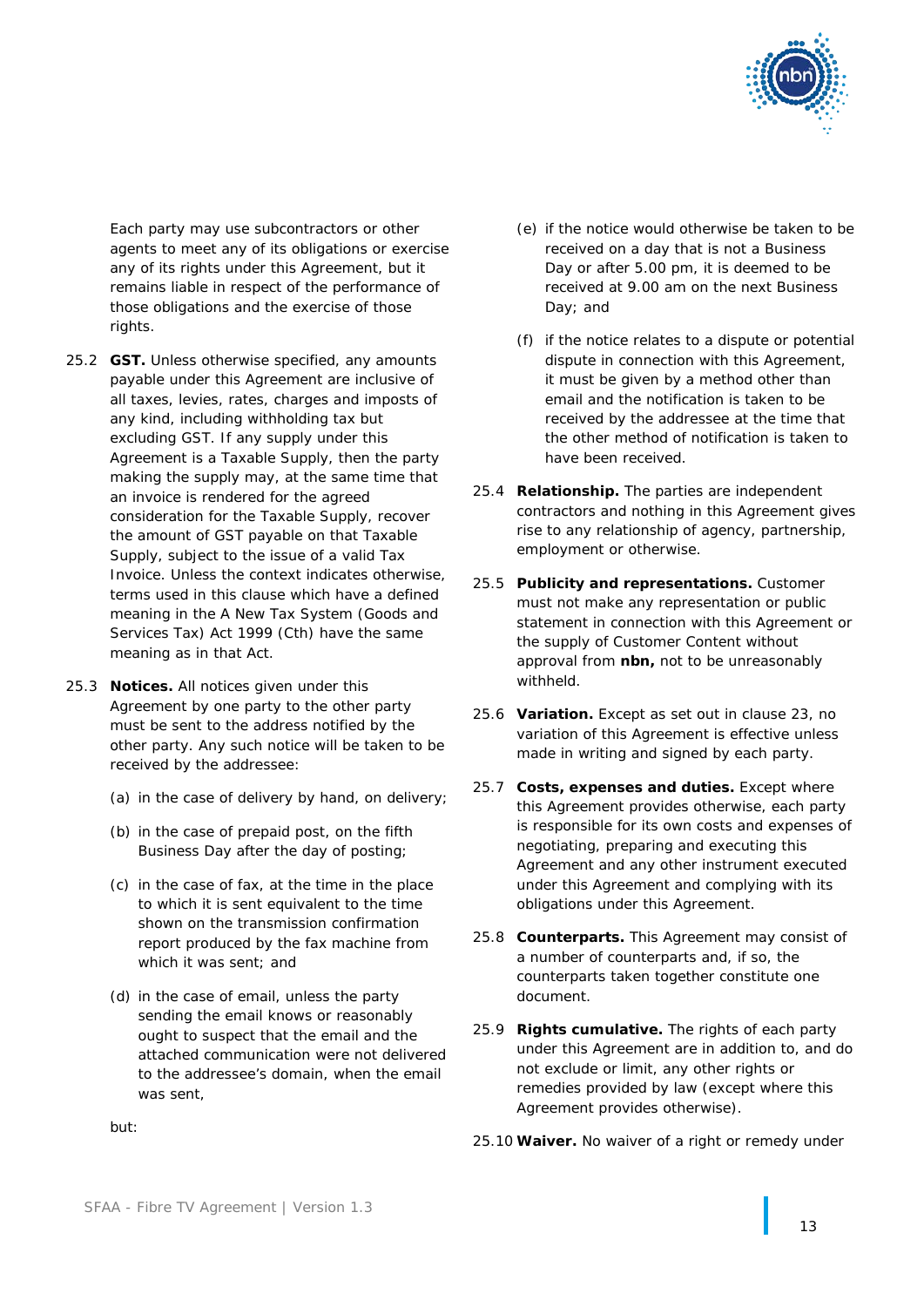Each party may use subcontractors or other agents to meet any of its obligations or exercise any of its rights under this Agreement, but it remains liable in respect of the performance of those obligations and the exercise of those rights.

25.2 **GST.** Unless otherwise specified, any amounts payable under this Agreement are inclusive of all taxes, levies, rates, charges and imposts of any kind, including withholding tax but excluding GST. If any supply under this Agreement is a Taxable Supply, then the party making the supply may, at the same time that an invoice is rendered for the agreed consideration for the Taxable Supply, recover the amount of GST payable on that Taxable Supply, subject to the issue of a valid Tax Invoice. Unless the context indicates otherwise, terms used in this clause which have a defined meaning in the A New Tax System (Goods and Services Tax) Act 1999 (Cth) have the same meaning as in that Act.

25.3 **Notices.** All notices given under this Agreement by one party to the other party must be sent to the address notified by the other party. Any such notice will be taken to be received by the addressee:

(a) in the case of delivery by hand, on delivery;

(b) in the case of prepaid post, on the fifth Business Day after the day of posting;

(c) in the case of fax, at the time in the place to which it is sent equivalent to the time shown on the transmission confirmation report produced by the fax machine from which it was sent; and

(d) in the case of email, unless the party sending the email knows or reasonably ought to suspect that the email and the attached communication were not delivered to the addressee's domain, when the email was sent,

but:

(e) if the notice would otherwise be taken to be received on a day that is not a Business Day or after 5.00 pm, it is deemed to be received at 9.00 am on the next Business Day; and

(f) if the notice relates to a dispute or potential dispute in connection with this Agreement, it must be given by a method other than email and the notification is taken to be received by the addressee at the time that the other method of notification is taken to have been received.

25.4 **Relationship.** The parties are independent contractors and nothing in this Agreement gives rise to any relationship of agency, partnership, employment or otherwise.

25.5 **Publicity and representations.** Customer must not make any representation or public statement in connection with this Agreement or the supply of Customer Content without approval from **nbn,** not to be unreasonably withheld.

25.6 **Variation.** Except as set out in clause 23, no variation of this Agreement is effective unless made in writing and signed by each party.

25.7 **Costs, expenses and duties.** Except where this Agreement provides otherwise, each party is responsible for its own costs and expenses of negotiating, preparing and executing this Agreement and any other instrument executed under this Agreement and complying with its obligations under this Agreement.

25.8 **Counterparts.** This Agreement may consist of a number of counterparts and, if so, the counterparts taken together constitute one document.

25.9 **Rights cumulative.** The rights of each party under this Agreement are in addition to, and do not exclude or limit, any other rights or remedies provided by law (except where this Agreement provides otherwise).

25.10 **Waiver.** No waiver of a right or remedy under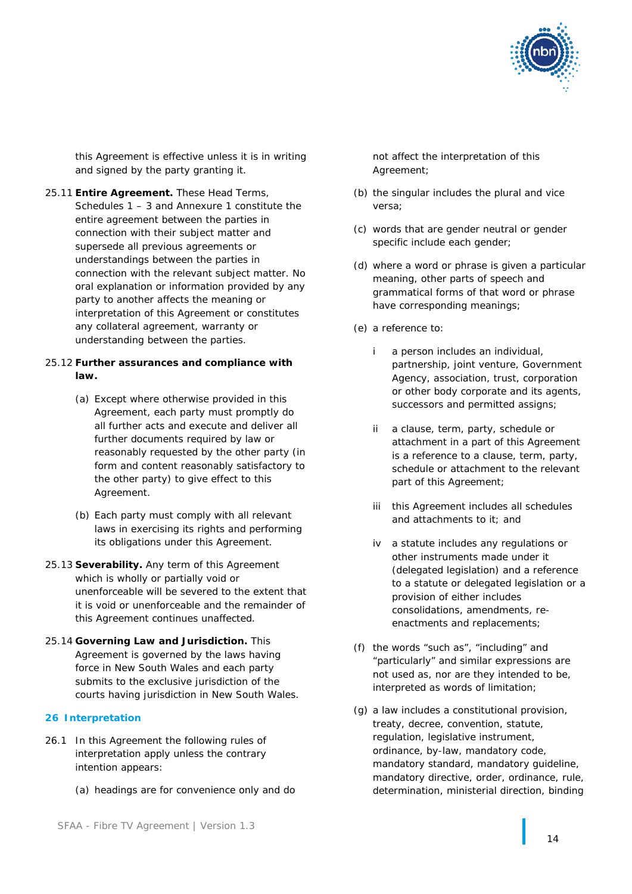this Agreement is effective unless it is in writing and signed by the party granting it.

25.11 **Entire Agreement.** These Head Terms, Schedules 1 – 3 and Annexure 1 constitute the entire agreement between the parties in connection with their subject matter and supersede all previous agreements or understandings between the parties in connection with the relevant subject matter. No oral explanation or information provided by any party to another affects the meaning or interpretation of this Agreement or constitutes any collateral agreement, warranty or understanding between the parties.

25.12 **Further assurances and compliance with law.**

(a) Except where otherwise provided in this Agreement, each party must promptly do all further acts and execute and deliver all further documents required by law or reasonably requested by the other party (in form and content reasonably satisfactory to the other party) to give effect to this Agreement.

(b) Each party must comply with all relevant laws in exercising its rights and performing its obligations under this Agreement.

25.13 **Severability.** Any term of this Agreement which is wholly or partially void or unenforceable will be severed to the extent that it is void or unenforceable and the remainder of this Agreement continues unaffected.

25.14 **Governing Law and Jurisdiction.** This Agreement is governed by the laws having force in New South Wales and each party submits to the exclusive jurisdiction of the courts having jurisdiction in New South Wales.

## 26 Interpretation

26.1 In this Agreement the following rules of interpretation apply unless the contrary intention appears:

(a) headings are for convenience only and do not affect the interpretation of this Agreement;

(b) the singular includes the plural and vice versa;

(c) words that are gender neutral or gender specific include each gender;

(d) where a word or phrase is given a particular meaning, other parts of speech and grammatical forms of that word or phrase have corresponding meanings;

(e) a reference to:

i a person includes an individual, partnership, joint venture, Government Agency, association, trust, corporation or other body corporate and its agents, successors and permitted assigns;

ii a clause, term, party, schedule or attachment in a part of this Agreement is a reference to a clause, term, party, schedule or attachment to the relevant part of this Agreement;

iii this Agreement includes all schedules and attachments to it; and

iv a statute includes any regulations or other instruments made under it (delegated legislation) and a reference to a statute or delegated legislation or a provision of either includes consolidations, amendments, re-enactments and replacements;

(f) the words “such as”, “including” and “particularly” and similar expressions are not used as, nor are they intended to be, interpreted as words of limitation;

(g) a law includes a constitutional provision, treaty, decree, convention, statute, regulation, legislative instrument, ordinance, by-law, mandatory code, mandatory standard, mandatory guideline, mandatory directive, order, ordinance, rule, determination, ministerial direction, binding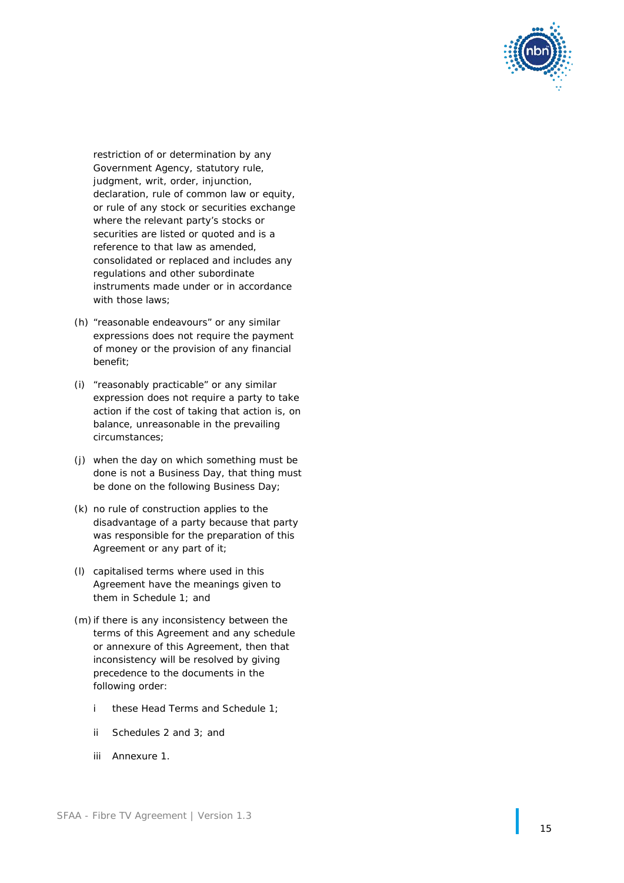restriction of or determination by any Government Agency, statutory rule, judgment, writ, order, injunction, declaration, rule of common law or equity, or rule of any stock or securities exchange where the relevant party's stocks or securities are listed or quoted and is a reference to that law as amended, consolidated or replaced and includes any regulations and other subordinate instruments made under or in accordance with those laws;

(h) "reasonable endeavours" or any similar expressions does not require the payment of money or the provision of any financial benefit;

(i) "reasonably practicable" or any similar expression does not require a party to take action if the cost of taking that action is, on balance, unreasonable in the prevailing circumstances;

(j) when the day on which something must be done is not a Business Day, that thing must be done on the following Business Day;

(k) no rule of construction applies to the disadvantage of a party because that party was responsible for the preparation of this Agreement or any part of it;

(l) capitalised terms where used in this Agreement have the meanings given to them in Schedule 1; and

(m) if there is any inconsistency between the terms of this Agreement and any schedule or annexure of this Agreement, then that inconsistency will be resolved by giving precedence to the documents in the following order:

  i these Head Terms and Schedule 1;

  ii Schedules 2 and 3; and

  iii Annexure 1.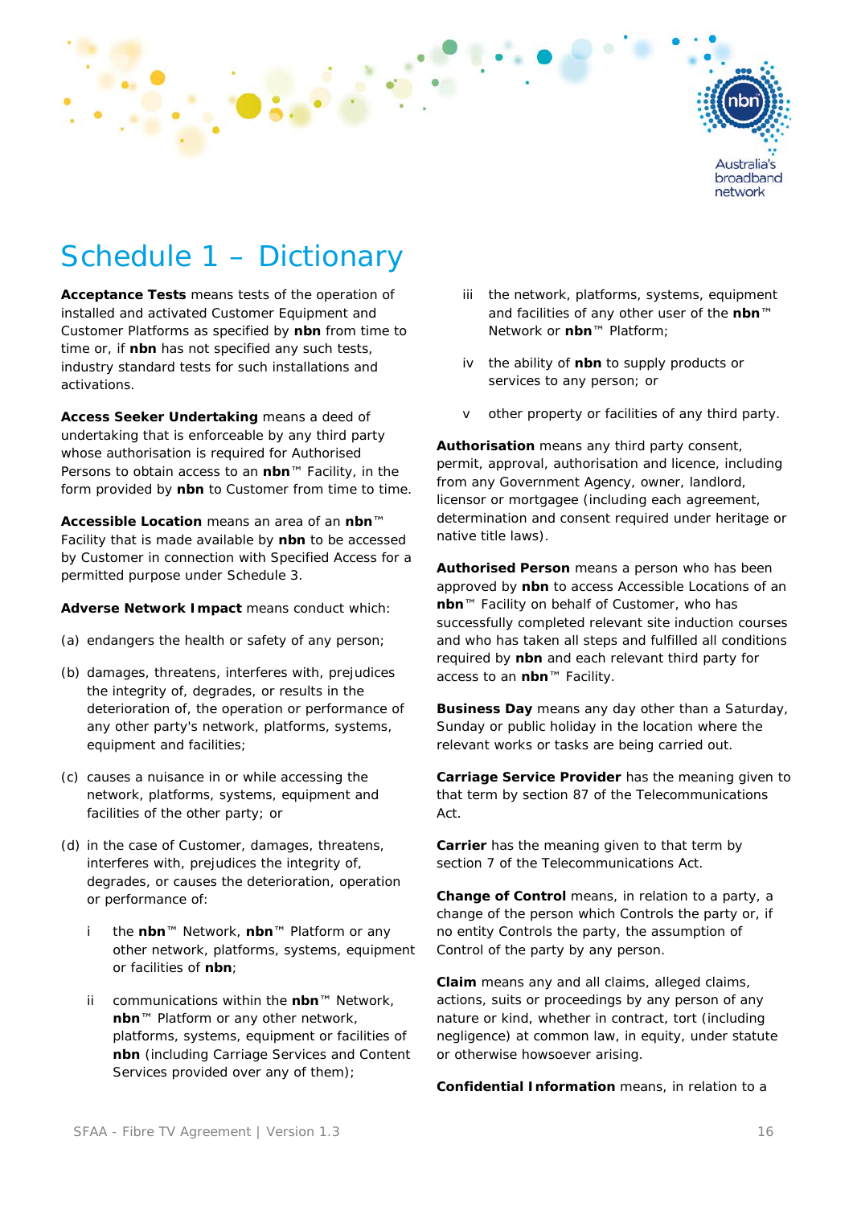# Schedule 1 – Dictionary

**Acceptance Tests** means tests of the operation of installed and activated Customer Equipment and Customer Platforms as specified by **nbn** from time to time or, if **nbn** has not specified any such tests, industry standard tests for such installations and activations.

**Access Seeker Undertaking** means a deed of undertaking that is enforceable by any third party whose authorisation is required for Authorised Persons to obtain access to an **nbn**™ Facility, in the form provided by **nbn** to Customer from time to time.

**Accessible Location** means an area of an **nbn**™ Facility that is made available by **nbn** to be accessed by Customer in connection with Specified Access for a permitted purpose under Schedule 3.

**Adverse Network Impact** means conduct which:

(a) endangers the health or safety of any person;

(b) damages, threatens, interferes with, prejudices the integrity of, degrades, or results in the deterioration of, the operation or performance of any other party's network, platforms, systems, equipment and facilities;

(c) causes a nuisance in or while accessing the network, platforms, systems, equipment and facilities of the other party; or

(d) in the case of Customer, damages, threatens, interferes with, prejudices the integrity of, degrades, or causes the deterioration, operation or performance of:

   i the **nbn**™ Network, **nbn**™ Platform or any other network, platforms, systems, equipment or facilities of **nbn**;

   ii communications within the **nbn**™ Network, **nbn**™ Platform or any other network, platforms, systems, equipment or facilities of **nbn** (including Carriage Services and Content Services provided over any of them);

   iii the network, platforms, systems, equipment and facilities of any other user of the **nbn**™ Network or **nbn**™ Platform;

   iv the ability of **nbn** to supply products or services to any person; or

   v other property or facilities of any third party.

**Authorisation** means any third party consent, permit, approval, authorisation and licence, including from any Government Agency, owner, landlord, licensor or mortgagee (including each agreement, determination and consent required under heritage or native title laws).

**Authorised Person** means a person who has been approved by **nbn** to access Accessible Locations of an **nbn**™ Facility on behalf of Customer, who has successfully completed relevant site induction courses and who has taken all steps and fulfilled all conditions required by **nbn** and each relevant third party for access to an **nbn**™ Facility.

**Business Day** means any day other than a Saturday, Sunday or public holiday in the location where the relevant works or tasks are being carried out.

**Carriage Service Provider** has the meaning given to that term by section 87 of the Telecommunications Act.

**Carrier** has the meaning given to that term by section 7 of the Telecommunications Act.

**Change of Control** means, in relation to a party, a change of the person which Controls the party or, if no entity Controls the party, the assumption of Control of the party by any person.

**Claim** means any and all claims, alleged claims, actions, suits or proceedings by any person of any nature or kind, whether in contract, tort (including negligence) at common law, in equity, under statute or otherwise howsoever arising.

**Confidential Information** means, in relation to a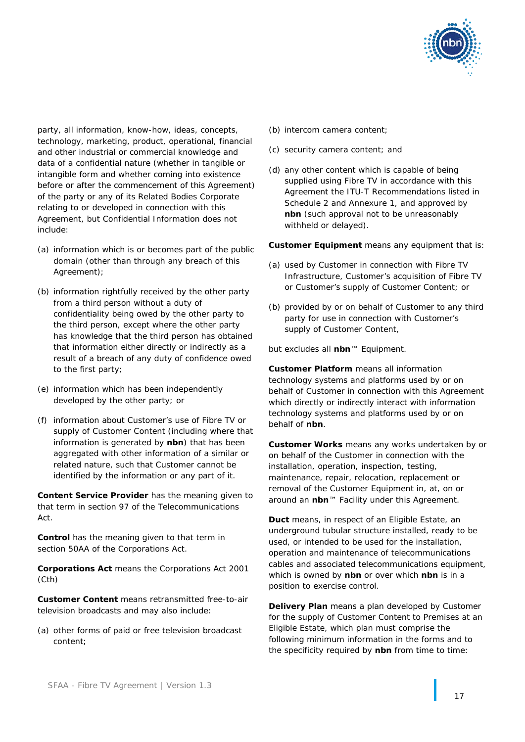party, all information, know-how, ideas, concepts, technology, marketing, product, operational, financial and other industrial or commercial knowledge and data of a confidential nature (whether in tangible or intangible form and whether coming into existence before or after the commencement of this Agreement) of the party or any of its Related Bodies Corporate relating to or developed in connection with this Agreement, but Confidential Information does not include:

(a) information which is or becomes part of the public domain (other than through any breach of this Agreement);

(b) information rightfully received by the other party from a third person without a duty of confidentiality being owed by the other party to the third person, except where the other party has knowledge that the third person has obtained that information either directly or indirectly as a result of a breach of any duty of confidence owed to the first party;

(e) information which has been independently developed by the other party; or

(f) information about Customer's use of Fibre TV or supply of Customer Content (including where that information is generated by **nbn**) that has been aggregated with other information of a similar or related nature, such that Customer cannot be identified by the information or any part of it.

**Content Service Provider** has the meaning given to that term in section 97 of the Telecommunications Act.

**Control** has the meaning given to that term in section 50AA of the Corporations Act.

**Corporations Act** means the Corporations Act 2001 (Cth)

**Customer Content** means retransmitted free-to-air television broadcasts and may also include:

(a) other forms of paid or free television broadcast content;

(b) intercom camera content;

(c) security camera content; and

(d) any other content which is capable of being supplied using Fibre TV in accordance with this Agreement the ITU-T Recommendations listed in Schedule 2 and Annexure 1, and approved by **nbn** (such approval not to be unreasonably withheld or delayed).

**Customer Equipment** means any equipment that is:

(a) used by Customer in connection with Fibre TV Infrastructure, Customer's acquisition of Fibre TV or Customer's supply of Customer Content; or

(b) provided by or on behalf of Customer to any third party for use in connection with Customer's supply of Customer Content,

but excludes all **nbn**™ Equipment.

**Customer Platform** means all information technology systems and platforms used by or on behalf of Customer in connection with this Agreement which directly or indirectly interact with information technology systems and platforms used by or on behalf of **nbn**.

**Customer Works** means any works undertaken by or on behalf of the Customer in connection with the installation, operation, inspection, testing, maintenance, repair, relocation, replacement or removal of the Customer Equipment in, at, on or around an **nbn**™ Facility under this Agreement.

**Duct** means, in respect of an Eligible Estate, an underground tubular structure installed, ready to be used, or intended to be used for the installation, operation and maintenance of telecommunications cables and associated telecommunications equipment, which is owned by **nbn** or over which **nbn** is in a position to exercise control.

**Delivery Plan** means a plan developed by Customer for the supply of Customer Content to Premises at an Eligible Estate, which plan must comprise the following minimum information in the forms and to the specificity required by **nbn** from time to time: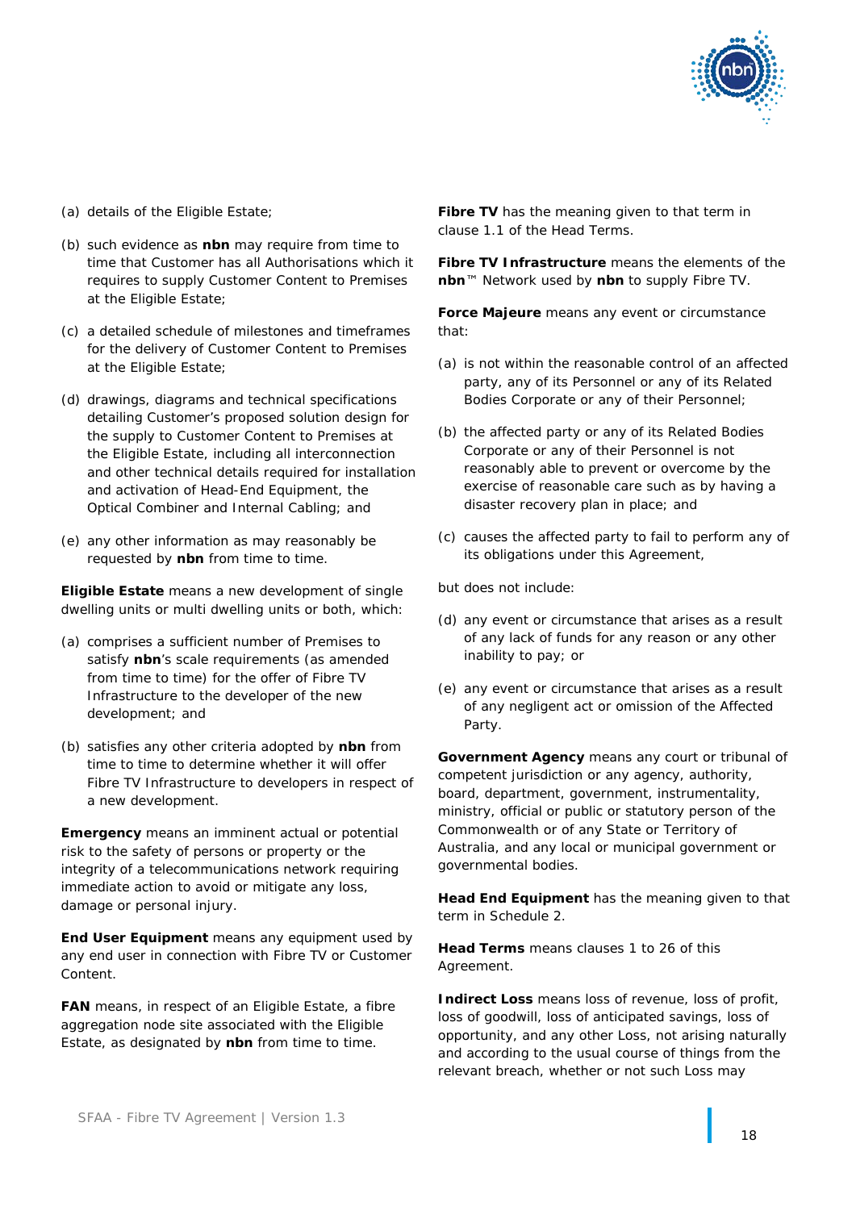(a) details of the Eligible Estate;

(b) such evidence as **nbn** may require from time to time that Customer has all Authorisations which it requires to supply Customer Content to Premises at the Eligible Estate;

(c) a detailed schedule of milestones and timeframes for the delivery of Customer Content to Premises at the Eligible Estate;

(d) drawings, diagrams and technical specifications detailing Customer's proposed solution design for the supply to Customer Content to Premises at the Eligible Estate, including all interconnection and other technical details required for installation and activation of Head-End Equipment, the Optical Combiner and Internal Cabling; and

(e) any other information as may reasonably be requested by **nbn** from time to time.

**Eligible Estate** means a new development of single dwelling units or multi dwelling units or both, which:

(a) comprises a sufficient number of Premises to satisfy **nbn**'s scale requirements (as amended from time to time) for the offer of Fibre TV Infrastructure to the developer of the new development; and

(b) satisfies any other criteria adopted by **nbn** from time to time to determine whether it will offer Fibre TV Infrastructure to developers in respect of a new development.

**Emergency** means an imminent actual or potential risk to the safety of persons or property or the integrity of a telecommunications network requiring immediate action to avoid or mitigate any loss, damage or personal injury.

**End User Equipment** means any equipment used by any end user in connection with Fibre TV or Customer Content.

**FAN** means, in respect of an Eligible Estate, a fibre aggregation node site associated with the Eligible Estate, as designated by **nbn** from time to time.

**Fibre TV** has the meaning given to that term in clause 1.1 of the Head Terms.

**Fibre TV Infrastructure** means the elements of the **nbn**™ Network used by **nbn** to supply Fibre TV.

**Force Majeure** means any event or circumstance that:

(a) is not within the reasonable control of an affected party, any of its Personnel or any of its Related Bodies Corporate or any of their Personnel;

(b) the affected party or any of its Related Bodies Corporate or any of their Personnel is not reasonably able to prevent or overcome by the exercise of reasonable care such as by having a disaster recovery plan in place; and

(c) causes the affected party to fail to perform any of its obligations under this Agreement,

but does not include:

(d) any event or circumstance that arises as a result of any lack of funds for any reason or any other inability to pay; or

(e) any event or circumstance that arises as a result of any negligent act or omission of the Affected Party.

**Government Agency** means any court or tribunal of competent jurisdiction or any agency, authority, board, department, government, instrumentality, ministry, official or public or statutory person of the Commonwealth or of any State or Territory of Australia, and any local or municipal government or governmental bodies.

**Head End Equipment** has the meaning given to that term in Schedule 2.

**Head Terms** means clauses 1 to 26 of this Agreement.

**Indirect Loss** means loss of revenue, loss of profit, loss of goodwill, loss of anticipated savings, loss of opportunity, and any other Loss, not arising naturally and according to the usual course of things from the relevant breach, whether or not such Loss may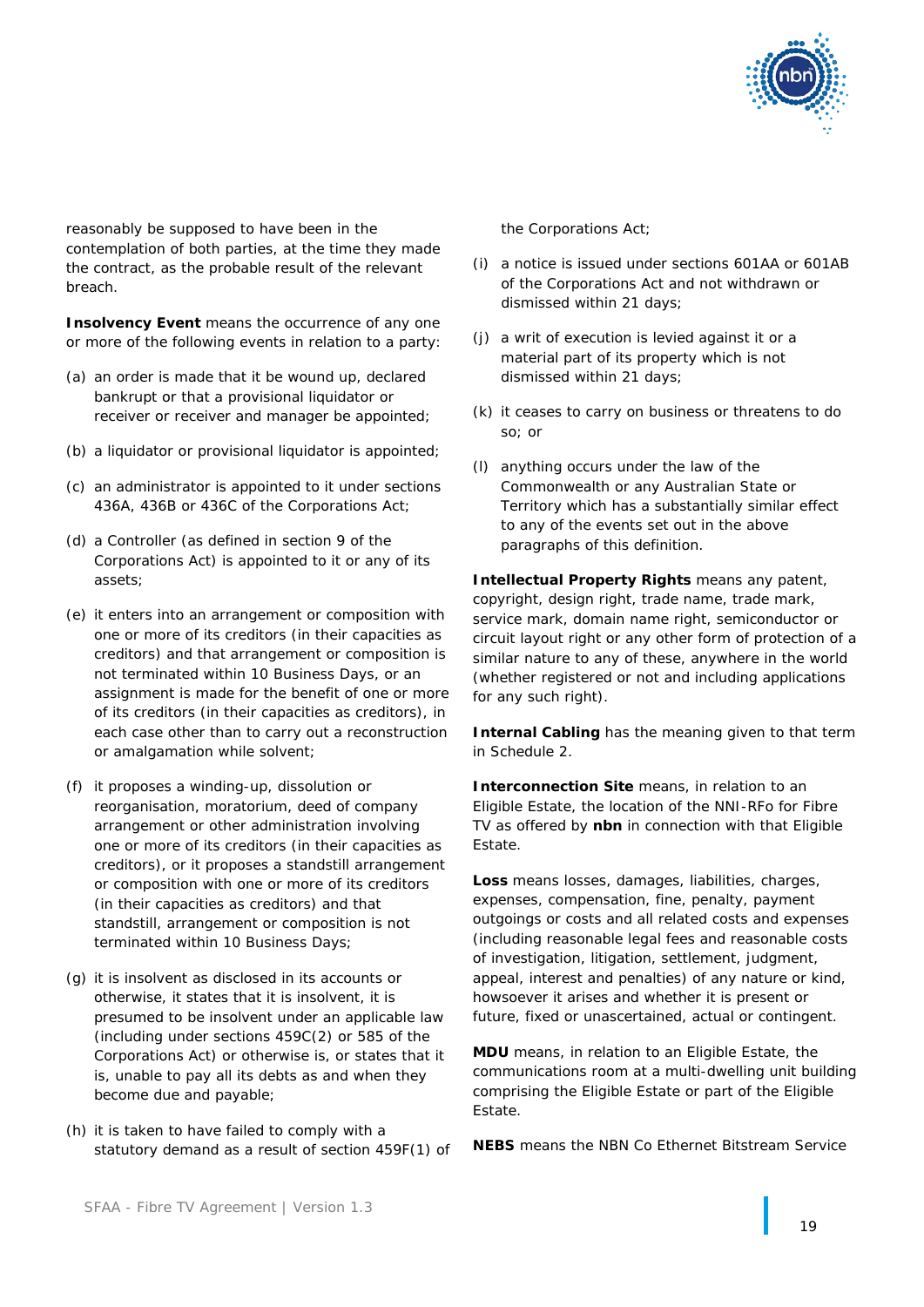reasonably be supposed to have been in the contemplation of both parties, at the time they made the contract, as the probable result of the relevant breach.

**Insolvency Event** means the occurrence of any one or more of the following events in relation to a party:

(a) an order is made that it be wound up, declared bankrupt or that a provisional liquidator or receiver or receiver and manager be appointed;

(b) a liquidator or provisional liquidator is appointed;

(c) an administrator is appointed to it under sections 436A, 436B or 436C of the Corporations Act;

(d) a Controller (as defined in section 9 of the Corporations Act) is appointed to it or any of its assets;

(e) it enters into an arrangement or composition with one or more of its creditors (in their capacities as creditors) and that arrangement or composition is not terminated within 10 Business Days, or an assignment is made for the benefit of one or more of its creditors (in their capacities as creditors), in each case other than to carry out a reconstruction or amalgamation while solvent;

(f) it proposes a winding-up, dissolution or reorganisation, moratorium, deed of company arrangement or other administration involving one or more of its creditors (in their capacities as creditors), or it proposes a standstill arrangement or composition with one or more of its creditors (in their capacities as creditors) and that standstill, arrangement or composition is not terminated within 10 Business Days;

(g) it is insolvent as disclosed in its accounts or otherwise, it states that it is insolvent, it is presumed to be insolvent under an applicable law (including under sections 459C(2) or 585 of the Corporations Act) or otherwise is, or states that it is, unable to pay all its debts as and when they become due and payable;

(h) it is taken to have failed to comply with a statutory demand as a result of section 459F(1) of the Corporations Act;

(i) a notice is issued under sections 601AA or 601AB of the Corporations Act and not withdrawn or dismissed within 21 days;

(j) a writ of execution is levied against it or a material part of its property which is not dismissed within 21 days;

(k) it ceases to carry on business or threatens to do so; or

(l) anything occurs under the law of the Commonwealth or any Australian State or Territory which has a substantially similar effect to any of the events set out in the above paragraphs of this definition.

**Intellectual Property Rights** means any patent, copyright, design right, trade name, trade mark, service mark, domain name right, semiconductor or circuit layout right or any other form of protection of a similar nature to any of these, anywhere in the world (whether registered or not and including applications for any such right).

**Internal Cabling** has the meaning given to that term in Schedule 2.

**Interconnection Site** means, in relation to an Eligible Estate, the location of the NNI-RFo for Fibre TV as offered by **nbn** in connection with that Eligible Estate.

**Loss** means losses, damages, liabilities, charges, expenses, compensation, fine, penalty, payment outgoings or costs and all related costs and expenses (including reasonable legal fees and reasonable costs of investigation, litigation, settlement, judgment, appeal, interest and penalties) of any nature or kind, howsoever it arises and whether it is present or future, fixed or unascertained, actual or contingent.

**MDU** means, in relation to an Eligible Estate, the communications room at a multi-dwelling unit building comprising the Eligible Estate or part of the Eligible Estate.

**NEBS** means the NBN Co Ethernet Bitstream Service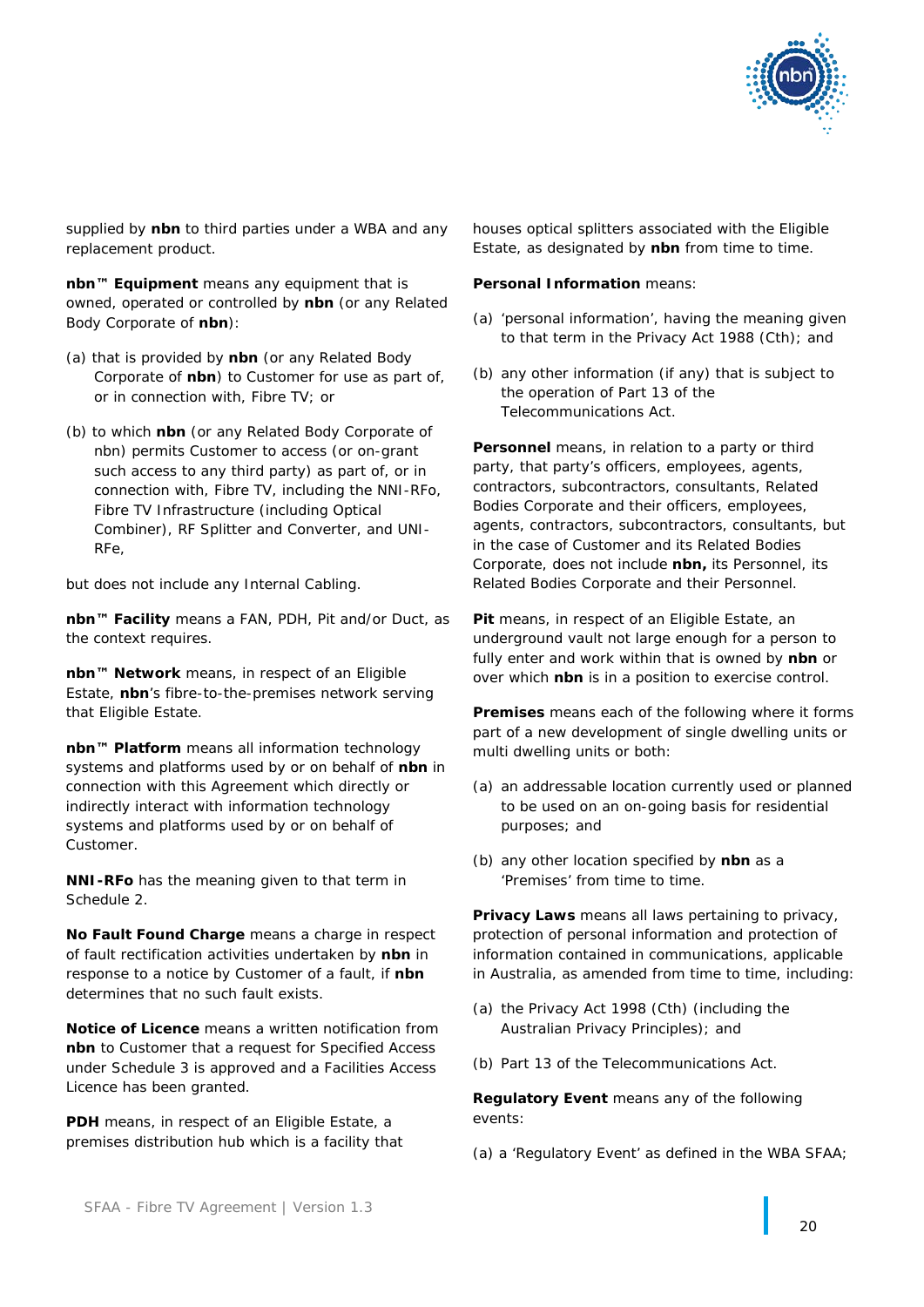supplied by **nbn** to third parties under a WBA and any replacement product.

**nbn™ Equipment** means any equipment that is owned, operated or controlled by **nbn** (or any Related Body Corporate of **nbn**):

(a) that is provided by **nbn** (or any Related Body Corporate of **nbn**) to Customer for use as part of, or in connection with, Fibre TV; or

(b) to which **nbn** (or any Related Body Corporate of nbn) permits Customer to access (or on-grant such access to any third party) as part of, or in connection with, Fibre TV, including the NNI-RFo, Fibre TV Infrastructure (including Optical Combiner), RF Splitter and Converter, and UNI-RFe,

but does not include any Internal Cabling.

**nbn™ Facility** means a FAN, PDH, Pit and/or Duct, as the context requires.

**nbn™ Network** means, in respect of an Eligible Estate, **nbn**'s fibre-to-the-premises network serving that Eligible Estate.

**nbn™ Platform** means all information technology systems and platforms used by or on behalf of **nbn** in connection with this Agreement which directly or indirectly interact with information technology systems and platforms used by or on behalf of Customer.

**NNI-RFo** has the meaning given to that term in Schedule 2.

**No Fault Found Charge** means a charge in respect of fault rectification activities undertaken by **nbn** in response to a notice by Customer of a fault, if **nbn** determines that no such fault exists.

**Notice of Licence** means a written notification from **nbn** to Customer that a request for Specified Access under Schedule 3 is approved and a Facilities Access Licence has been granted.

**PDH** means, in respect of an Eligible Estate, a premises distribution hub which is a facility that houses optical splitters associated with the Eligible Estate, as designated by **nbn** from time to time.

**Personal Information** means:

(a) 'personal information', having the meaning given to that term in the Privacy Act 1988 (Cth); and

(b) any other information (if any) that is subject to the operation of Part 13 of the Telecommunications Act.

**Personnel** means, in relation to a party or third party, that party's officers, employees, agents, contractors, subcontractors, consultants, Related Bodies Corporate and their officers, employees, agents, contractors, subcontractors, consultants, but in the case of Customer and its Related Bodies Corporate, does not include **nbn,** its Personnel, its Related Bodies Corporate and their Personnel.

**Pit** means, in respect of an Eligible Estate, an underground vault not large enough for a person to fully enter and work within that is owned by **nbn** or over which **nbn** is in a position to exercise control.

**Premises** means each of the following where it forms part of a new development of single dwelling units or multi dwelling units or both:

(a) an addressable location currently used or planned to be used on an on-going basis for residential purposes; and

(b) any other location specified by **nbn** as a 'Premises' from time to time.

**Privacy Laws** means all laws pertaining to privacy, protection of personal information and protection of information contained in communications, applicable in Australia, as amended from time to time, including:

(a) the Privacy Act 1998 (Cth) (including the Australian Privacy Principles); and

(b) Part 13 of the Telecommunications Act.

**Regulatory Event** means any of the following events:

(a) a 'Regulatory Event' as defined in the WBA SFAA;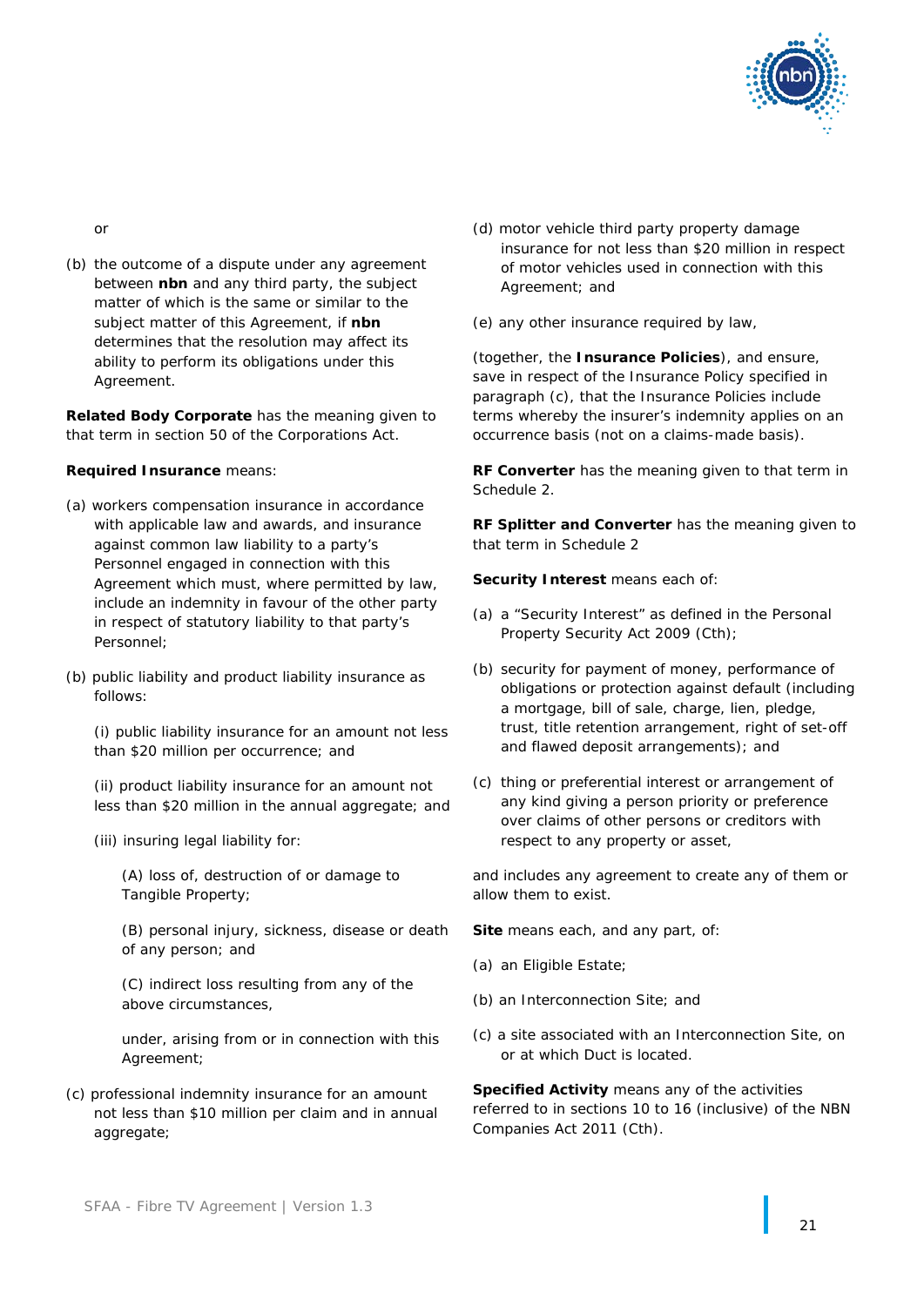or

(b) the outcome of a dispute under any agreement between **nbn** and any third party, the subject matter of which is the same or similar to the subject matter of this Agreement, if **nbn** determines that the resolution may affect its ability to perform its obligations under this Agreement.

**Related Body Corporate** has the meaning given to that term in section 50 of the Corporations Act.

**Required Insurance** means:

(a) workers compensation insurance in accordance with applicable law and awards, and insurance against common law liability to a party's Personnel engaged in connection with this Agreement which must, where permitted by law, include an indemnity in favour of the other party in respect of statutory liability to that party's Personnel;

(b) public liability and product liability insurance as follows:

(i) public liability insurance for an amount not less than $20 million per occurrence; and

(ii) product liability insurance for an amount not less than $20 million in the annual aggregate; and

(iii) insuring legal liability for:

(A) loss of, destruction of or damage to Tangible Property;

(B) personal injury, sickness, disease or death of any person; and

(C) indirect loss resulting from any of the above circumstances,

under, arising from or in connection with this Agreement;

(c) professional indemnity insurance for an amount not less than $10 million per claim and in annual aggregate;

(d) motor vehicle third party property damage insurance for not less than $20 million in respect of motor vehicles used in connection with this Agreement; and

(e) any other insurance required by law,

(together, the **Insurance Policies**), and ensure, save in respect of the Insurance Policy specified in paragraph (c), that the Insurance Policies include terms whereby the insurer's indemnity applies on an occurrence basis (not on a claims-made basis).

**RF Converter** has the meaning given to that term in Schedule 2.

**RF Splitter and Converter** has the meaning given to that term in Schedule 2

**Security Interest** means each of:

(a) a "Security Interest" as defined in the Personal Property Security Act 2009 (Cth);

(b) security for payment of money, performance of obligations or protection against default (including a mortgage, bill of sale, charge, lien, pledge, trust, title retention arrangement, right of set-off and flawed deposit arrangements); and

(c) thing or preferential interest or arrangement of any kind giving a person priority or preference over claims of other persons or creditors with respect to any property or asset,

and includes any agreement to create any of them or allow them to exist.

**Site** means each, and any part, of:

(a) an Eligible Estate;

(b) an Interconnection Site; and

(c) a site associated with an Interconnection Site, on or at which Duct is located.

**Specified Activity** means any of the activities referred to in sections 10 to 16 (inclusive) of the NBN Companies Act 2011 (Cth).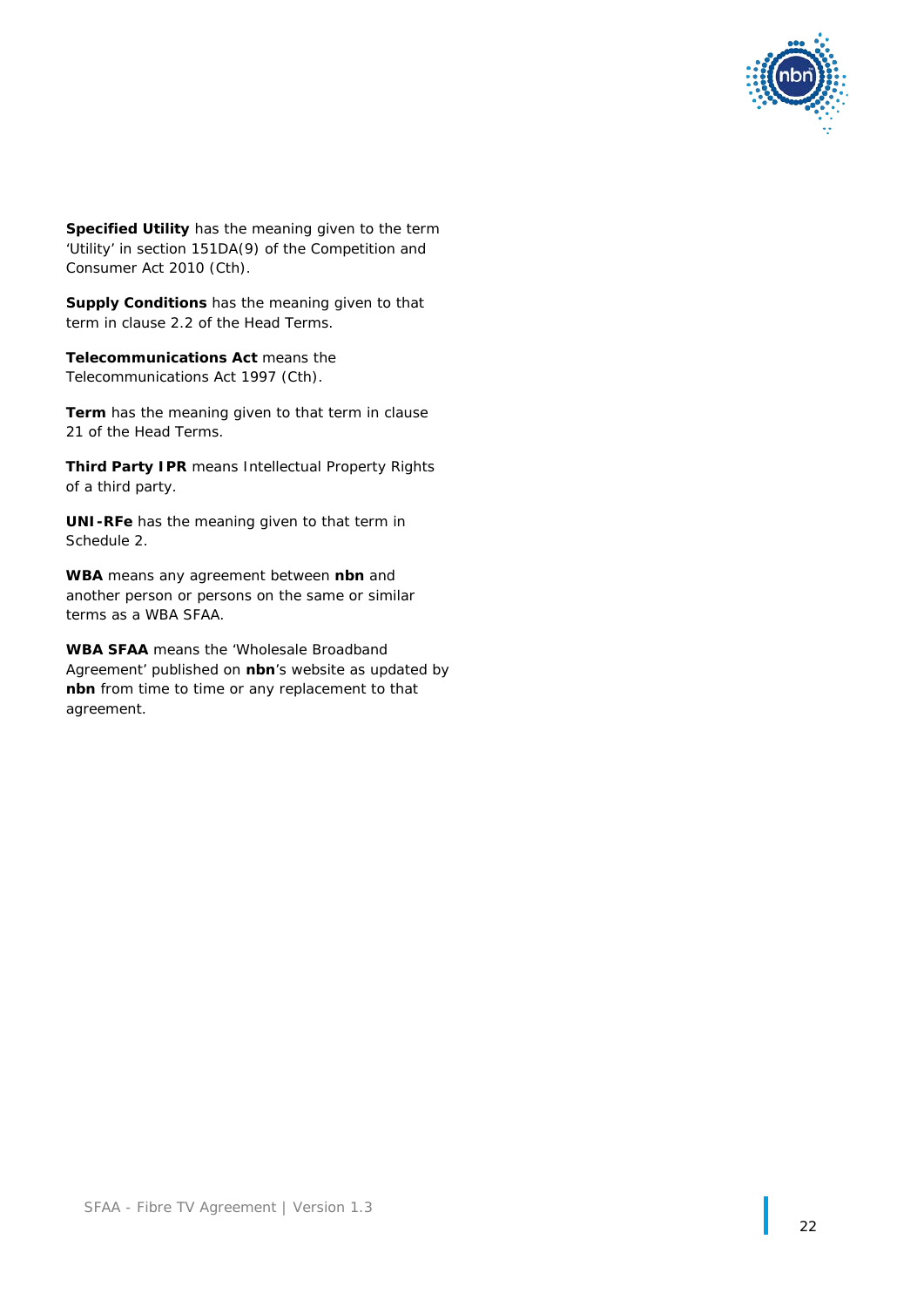**Specified Utility** has the meaning given to the term 'Utility' in section 151DA(9) of the Competition and Consumer Act 2010 (Cth).

**Supply Conditions** has the meaning given to that term in clause 2.2 of the Head Terms.

**Telecommunications Act** means the Telecommunications Act 1997 (Cth).

**Term** has the meaning given to that term in clause 21 of the Head Terms.

**Third Party IPR** means Intellectual Property Rights of a third party.

**UNI-RFe** has the meaning given to that term in Schedule 2.

**WBA** means any agreement between **nbn** and another person or persons on the same or similar terms as a WBA SFAA.

**WBA SFAA** means the 'Wholesale Broadband Agreement' published on **nbn**'s website as updated by **nbn** from time to time or any replacement to that agreement.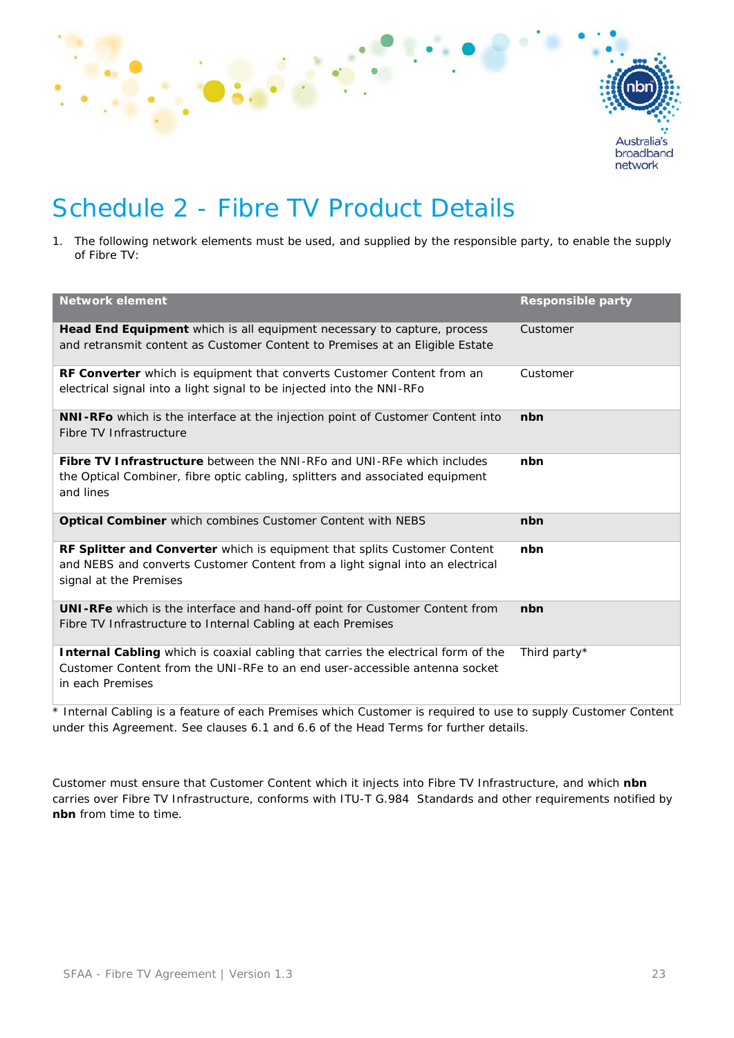# Schedule 2 - Fibre TV Product Details

1. The following network elements must be used, and supplied by the responsible party, to enable the supply of Fibre TV:

| Network element | Responsible party |
|---|---|
| **Head End Equipment** which is all equipment necessary to capture, process and retransmit content as Customer Content to Premises at an Eligible Estate | Customer |
| **RF Converter** which is equipment that converts Customer Content from an electrical signal into a light signal to be injected into the NNI-RFo | Customer |
| **NNI-RFo** which is the interface at the injection point of Customer Content into Fibre TV Infrastructure | **nbn** |
| **Fibre TV Infrastructure** between the NNI-RFo and UNI-RFe which includes the Optical Combiner, fibre optic cabling, splitters and associated equipment and lines | **nbn** |
| **Optical Combiner** which combines Customer Content with NEBS | **nbn** |
| **RF Splitter and Converter** which is equipment that splits Customer Content and NEBS and converts Customer Content from a light signal into an electrical signal at the Premises | **nbn** |
| **UNI-RFe** which is the interface and hand-off point for Customer Content from Fibre TV Infrastructure to Internal Cabling at each Premises | **nbn** |
| **Internal Cabling** which is coaxial cabling that carries the electrical form of the Customer Content from the UNI-RFe to an end user-accessible antenna socket in each Premises | Third party* |

\* Internal Cabling is a feature of each Premises which Customer is required to use to supply Customer Content under this Agreement. See clauses 6.1 and 6.6 of the Head Terms for further details.

Customer must ensure that Customer Content which it injects into Fibre TV Infrastructure, and which **nbn** carries over Fibre TV Infrastructure, conforms with ITU-T G.984 Standards and other requirements notified by **nbn** from time to time.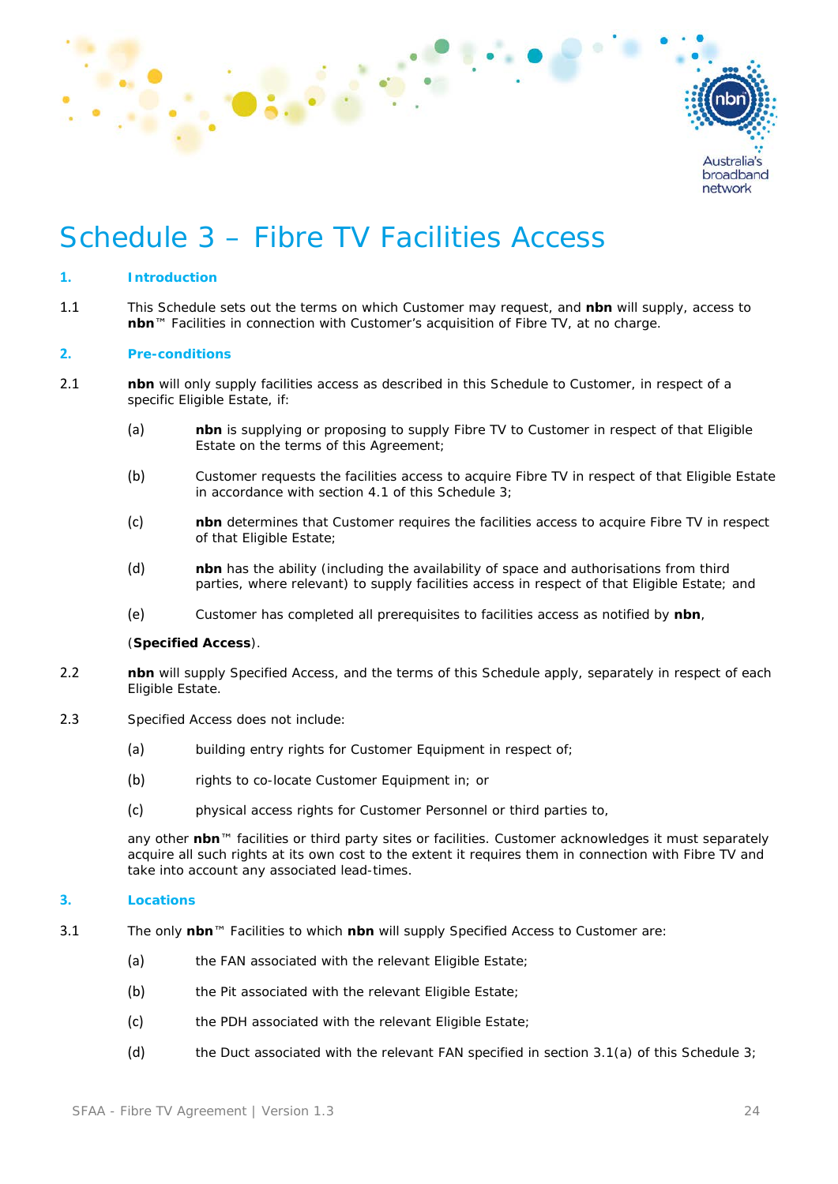# Schedule 3 – Fibre TV Facilities Access

## 1. Introduction

1.1 This Schedule sets out the terms on which Customer may request, and **nbn** will supply, access to **nbn**™ Facilities in connection with Customer's acquisition of Fibre TV, at no charge.

## 2. Pre-conditions

2.1 **nbn** will only supply facilities access as described in this Schedule to Customer, in respect of a specific Eligible Estate, if:

(a) **nbn** is supplying or proposing to supply Fibre TV to Customer in respect of that Eligible Estate on the terms of this Agreement;

(b) Customer requests the facilities access to acquire Fibre TV in respect of that Eligible Estate in accordance with section 4.1 of this Schedule 3;

(c) **nbn** determines that Customer requires the facilities access to acquire Fibre TV in respect of that Eligible Estate;

(d) **nbn** has the ability (including the availability of space and authorisations from third parties, where relevant) to supply facilities access in respect of that Eligible Estate; and

(e) Customer has completed all prerequisites to facilities access as notified by **nbn**,

(**Specified Access**).

2.2 **nbn** will supply Specified Access, and the terms of this Schedule apply, separately in respect of each Eligible Estate.

2.3 Specified Access does not include:

(a) building entry rights for Customer Equipment in respect of;

(b) rights to co-locate Customer Equipment in; or

(c) physical access rights for Customer Personnel or third parties to,

any other **nbn**™ facilities or third party sites or facilities. Customer acknowledges it must separately acquire all such rights at its own cost to the extent it requires them in connection with Fibre TV and take into account any associated lead-times.

## 3. Locations

3.1 The only **nbn**™ Facilities to which **nbn** will supply Specified Access to Customer are:

(a) the FAN associated with the relevant Eligible Estate;

(b) the Pit associated with the relevant Eligible Estate;

(c) the PDH associated with the relevant Eligible Estate;

(d) the Duct associated with the relevant FAN specified in section 3.1(a) of this Schedule 3;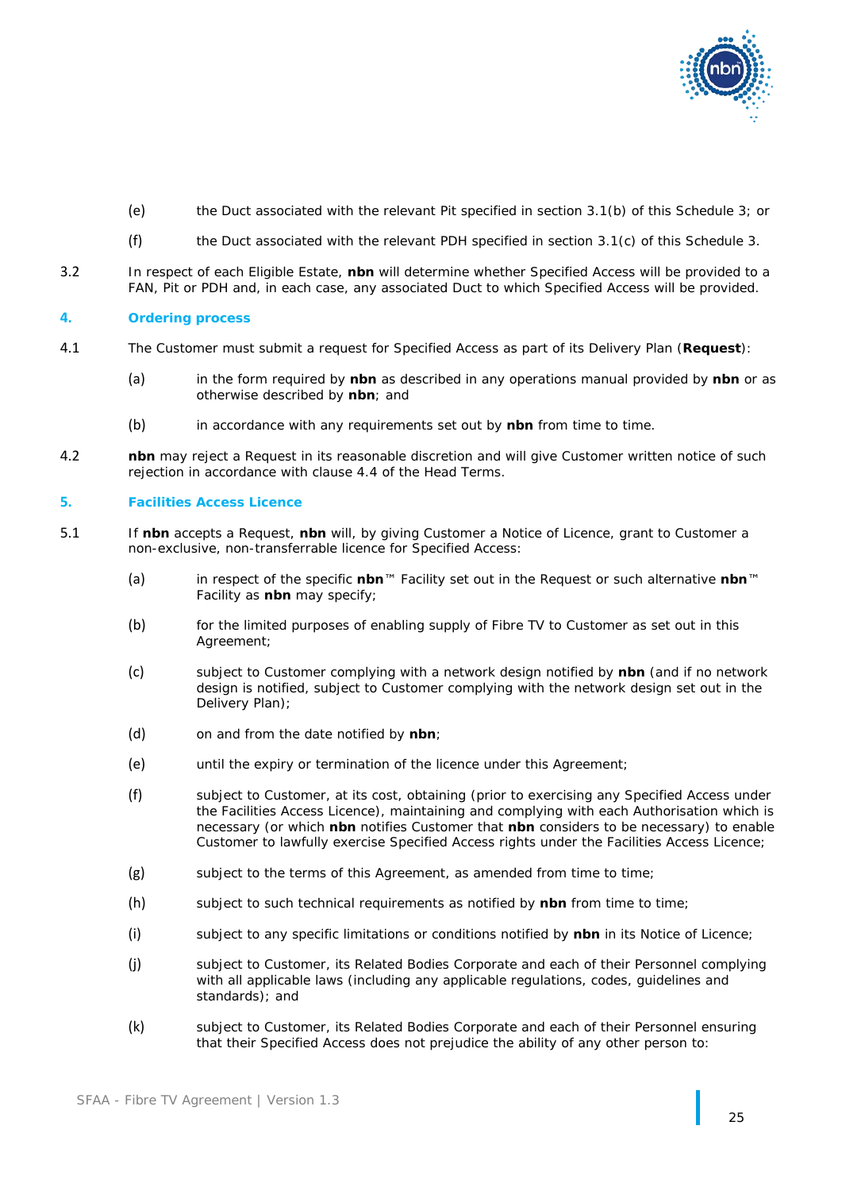(e) the Duct associated with the relevant Pit specified in section 3.1(b) of this Schedule 3; or

(f) the Duct associated with the relevant PDH specified in section 3.1(c) of this Schedule 3.

3.2 In respect of each Eligible Estate, **nbn** will determine whether Specified Access will be provided to a FAN, Pit or PDH and, in each case, any associated Duct to which Specified Access will be provided.

## 4. Ordering process

4.1 The Customer must submit a request for Specified Access as part of its Delivery Plan (**Request**):

(a) in the form required by **nbn** as described in any operations manual provided by **nbn** or as otherwise described by **nbn**; and

(b) in accordance with any requirements set out by **nbn** from time to time.

4.2 **nbn** may reject a Request in its reasonable discretion and will give Customer written notice of such rejection in accordance with clause 4.4 of the Head Terms.

## 5. Facilities Access Licence

5.1 If **nbn** accepts a Request, **nbn** will, by giving Customer a Notice of Licence, grant to Customer a non-exclusive, non-transferrable licence for Specified Access:

(a) in respect of the specific **nbn**™ Facility set out in the Request or such alternative **nbn**™ Facility as **nbn** may specify;

(b) for the limited purposes of enabling supply of Fibre TV to Customer as set out in this Agreement;

(c) subject to Customer complying with a network design notified by **nbn** (and if no network design is notified, subject to Customer complying with the network design set out in the Delivery Plan);

(d) on and from the date notified by **nbn**;

(e) until the expiry or termination of the licence under this Agreement;

(f) subject to Customer, at its cost, obtaining (prior to exercising any Specified Access under the Facilities Access Licence), maintaining and complying with each Authorisation which is necessary (or which **nbn** notifies Customer that **nbn** considers to be necessary) to enable Customer to lawfully exercise Specified Access rights under the Facilities Access Licence;

(g) subject to the terms of this Agreement, as amended from time to time;

(h) subject to such technical requirements as notified by **nbn** from time to time;

(i) subject to any specific limitations or conditions notified by **nbn** in its Notice of Licence;

(j) subject to Customer, its Related Bodies Corporate and each of their Personnel complying with all applicable laws (including any applicable regulations, codes, guidelines and standards); and

(k) subject to Customer, its Related Bodies Corporate and each of their Personnel ensuring that their Specified Access does not prejudice the ability of any other person to: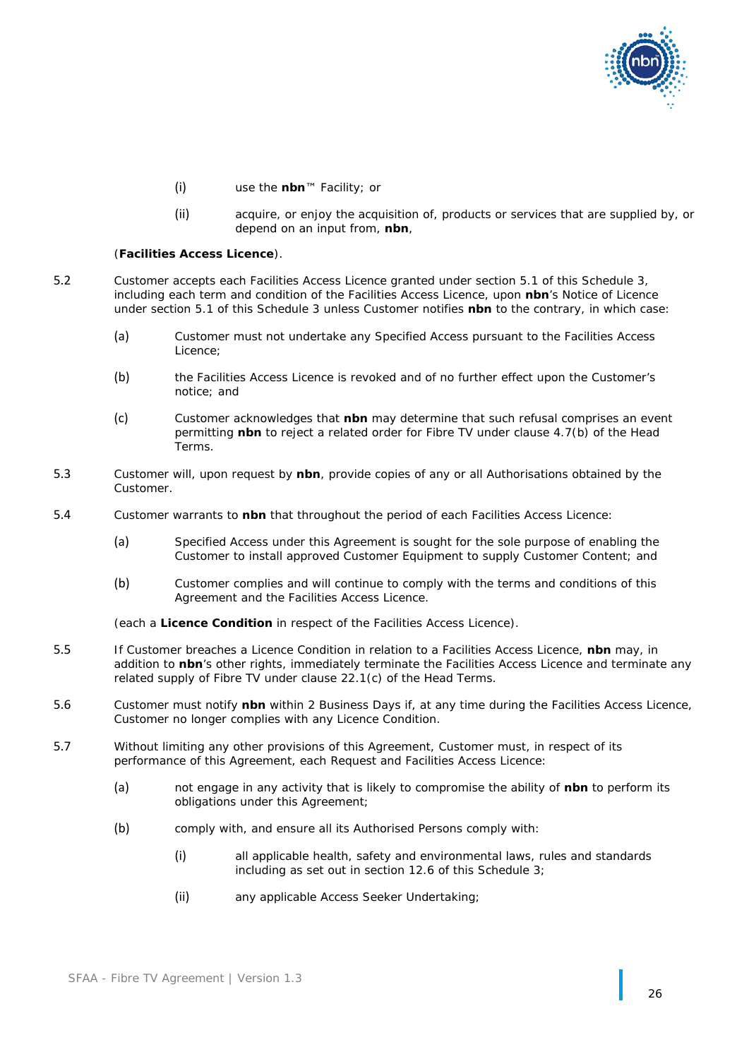(i) use the **nbn**™ Facility; or

(ii) acquire, or enjoy the acquisition of, products or services that are supplied by, or depend on an input from, **nbn**,

(**Facilities Access Licence**).

5.2 Customer accepts each Facilities Access Licence granted under section 5.1 of this Schedule 3, including each term and condition of the Facilities Access Licence, upon **nbn**'s Notice of Licence under section 5.1 of this Schedule 3 unless Customer notifies **nbn** to the contrary, in which case:

(a) Customer must not undertake any Specified Access pursuant to the Facilities Access Licence;

(b) the Facilities Access Licence is revoked and of no further effect upon the Customer's notice; and

(c) Customer acknowledges that **nbn** may determine that such refusal comprises an event permitting **nbn** to reject a related order for Fibre TV under clause 4.7(b) of the Head Terms.

5.3 Customer will, upon request by **nbn**, provide copies of any or all Authorisations obtained by the Customer.

5.4 Customer warrants to **nbn** that throughout the period of each Facilities Access Licence:

(a) Specified Access under this Agreement is sought for the sole purpose of enabling the Customer to install approved Customer Equipment to supply Customer Content; and

(b) Customer complies and will continue to comply with the terms and conditions of this Agreement and the Facilities Access Licence.

(each a **Licence Condition** in respect of the Facilities Access Licence).

5.5 If Customer breaches a Licence Condition in relation to a Facilities Access Licence, **nbn** may, in addition to **nbn**'s other rights, immediately terminate the Facilities Access Licence and terminate any related supply of Fibre TV under clause 22.1(c) of the Head Terms.

5.6 Customer must notify **nbn** within 2 Business Days if, at any time during the Facilities Access Licence, Customer no longer complies with any Licence Condition.

5.7 Without limiting any other provisions of this Agreement, Customer must, in respect of its performance of this Agreement, each Request and Facilities Access Licence:

(a) not engage in any activity that is likely to compromise the ability of **nbn** to perform its obligations under this Agreement;

(b) comply with, and ensure all its Authorised Persons comply with:

(i) all applicable health, safety and environmental laws, rules and standards including as set out in section 12.6 of this Schedule 3;

(ii) any applicable Access Seeker Undertaking;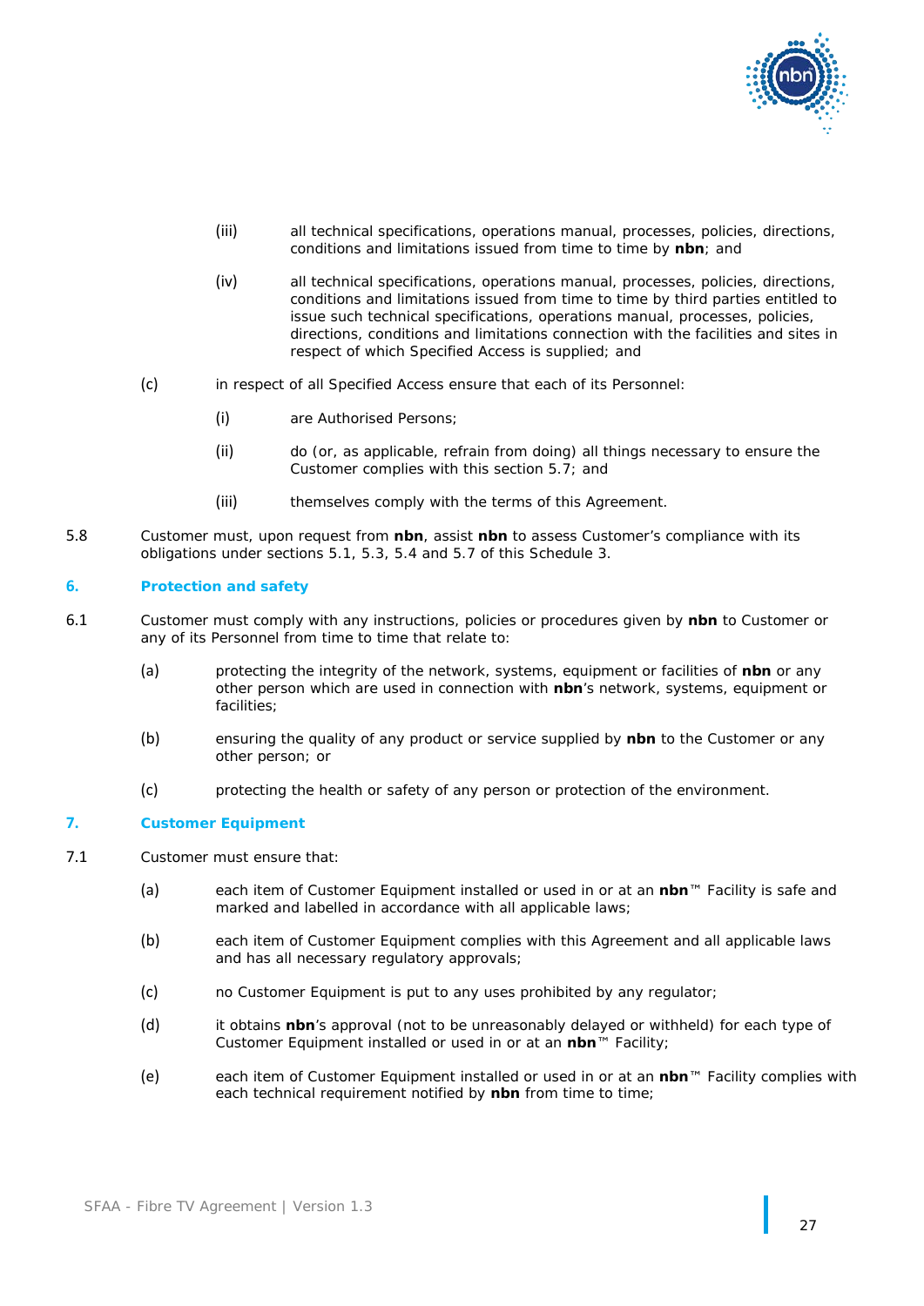(iii) all technical specifications, operations manual, processes, policies, directions, conditions and limitations issued from time to time by **nbn**; and

(iv) all technical specifications, operations manual, processes, policies, directions, conditions and limitations issued from time to time by third parties entitled to issue such technical specifications, operations manual, processes, policies, directions, conditions and limitations connection with the facilities and sites in respect of which Specified Access is supplied; and

(c) in respect of all Specified Access ensure that each of its Personnel:

(i) are Authorised Persons;

(ii) do (or, as applicable, refrain from doing) all things necessary to ensure the Customer complies with this section 5.7; and

(iii) themselves comply with the terms of this Agreement.

5.8 Customer must, upon request from **nbn**, assist **nbn** to assess Customer's compliance with its obligations under sections 5.1, 5.3, 5.4 and 5.7 of this Schedule 3.

## 6. Protection and safety

6.1 Customer must comply with any instructions, policies or procedures given by **nbn** to Customer or any of its Personnel from time to time that relate to:

(a) protecting the integrity of the network, systems, equipment or facilities of **nbn** or any other person which are used in connection with **nbn**'s network, systems, equipment or facilities;

(b) ensuring the quality of any product or service supplied by **nbn** to the Customer or any other person; or

(c) protecting the health or safety of any person or protection of the environment.

## 7. Customer Equipment

7.1 Customer must ensure that:

(a) each item of Customer Equipment installed or used in or at an **nbn**™ Facility is safe and marked and labelled in accordance with all applicable laws;

(b) each item of Customer Equipment complies with this Agreement and all applicable laws and has all necessary regulatory approvals;

(c) no Customer Equipment is put to any uses prohibited by any regulator;

(d) it obtains **nbn**'s approval (not to be unreasonably delayed or withheld) for each type of Customer Equipment installed or used in or at an **nbn**™ Facility;

(e) each item of Customer Equipment installed or used in or at an **nbn**™ Facility complies with each technical requirement notified by **nbn** from time to time;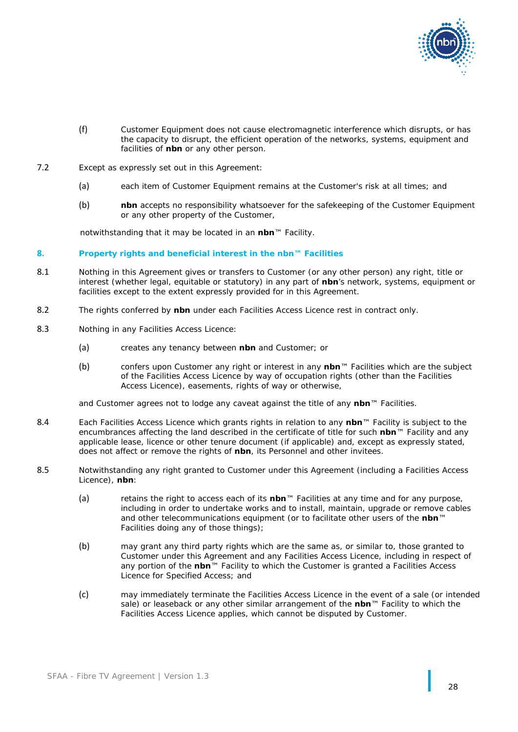(f) Customer Equipment does not cause electromagnetic interference which disrupts, or has the capacity to disrupt, the efficient operation of the networks, systems, equipment and facilities of **nbn** or any other person.

7.2 Except as expressly set out in this Agreement:

(a) each item of Customer Equipment remains at the Customer's risk at all times; and

(b) **nbn** accepts no responsibility whatsoever for the safekeeping of the Customer Equipment or any other property of the Customer,

notwithstanding that it may be located in an **nbn**™ Facility.

## 8. Property rights and beneficial interest in the nbn™ Facilities

8.1 Nothing in this Agreement gives or transfers to Customer (or any other person) any right, title or interest (whether legal, equitable or statutory) in any part of **nbn**'s network, systems, equipment or facilities except to the extent expressly provided for in this Agreement.

8.2 The rights conferred by **nbn** under each Facilities Access Licence rest in contract only.

8.3 Nothing in any Facilities Access Licence:

(a) creates any tenancy between **nbn** and Customer; or

(b) confers upon Customer any right or interest in any **nbn**™ Facilities which are the subject of the Facilities Access Licence by way of occupation rights (other than the Facilities Access Licence), easements, rights of way or otherwise,

and Customer agrees not to lodge any caveat against the title of any **nbn**™ Facilities.

8.4 Each Facilities Access Licence which grants rights in relation to any **nbn**™ Facility is subject to the encumbrances affecting the land described in the certificate of title for such **nbn**™ Facility and any applicable lease, licence or other tenure document (if applicable) and, except as expressly stated, does not affect or remove the rights of **nbn**, its Personnel and other invitees.

8.5 Notwithstanding any right granted to Customer under this Agreement (including a Facilities Access Licence), **nbn**:

(a) retains the right to access each of its **nbn**™ Facilities at any time and for any purpose, including in order to undertake works and to install, maintain, upgrade or remove cables and other telecommunications equipment (or to facilitate other users of the **nbn**™ Facilities doing any of those things);

(b) may grant any third party rights which are the same as, or similar to, those granted to Customer under this Agreement and any Facilities Access Licence, including in respect of any portion of the **nbn**™ Facility to which the Customer is granted a Facilities Access Licence for Specified Access; and

(c) may immediately terminate the Facilities Access Licence in the event of a sale (or intended sale) or leaseback or any other similar arrangement of the **nbn**™ Facility to which the Facilities Access Licence applies, which cannot be disputed by Customer.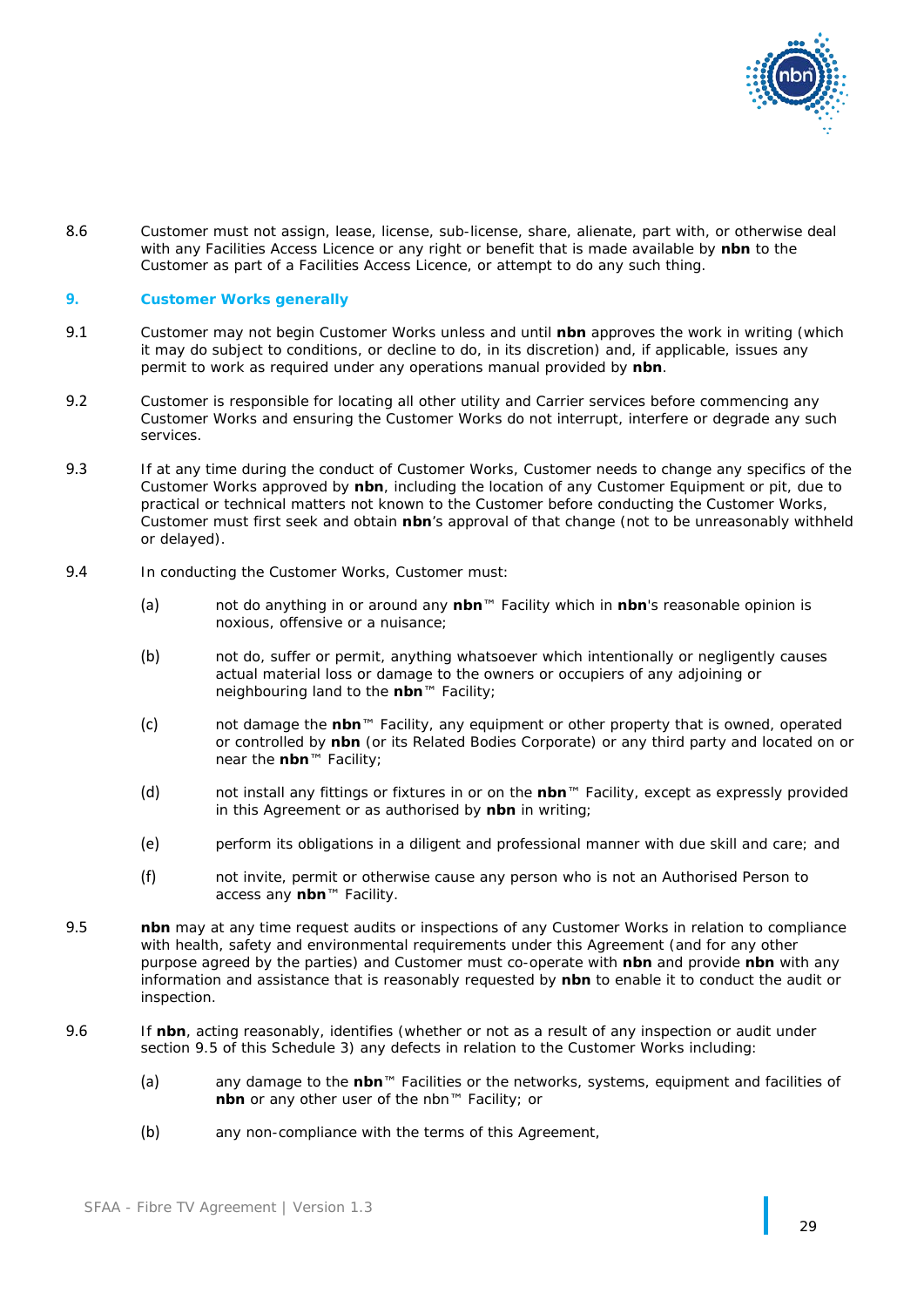8.6 Customer must not assign, lease, license, sub-license, share, alienate, part with, or otherwise deal with any Facilities Access Licence or any right or benefit that is made available by **nbn** to the Customer as part of a Facilities Access Licence, or attempt to do any such thing.

## 9. Customer Works generally

9.1 Customer may not begin Customer Works unless and until **nbn** approves the work in writing (which it may do subject to conditions, or decline to do, in its discretion) and, if applicable, issues any permit to work as required under any operations manual provided by **nbn**.

9.2 Customer is responsible for locating all other utility and Carrier services before commencing any Customer Works and ensuring the Customer Works do not interrupt, interfere or degrade any such services.

9.3 If at any time during the conduct of Customer Works, Customer needs to change any specifics of the Customer Works approved by **nbn**, including the location of any Customer Equipment or pit, due to practical or technical matters not known to the Customer before conducting the Customer Works, Customer must first seek and obtain **nbn**'s approval of that change (not to be unreasonably withheld or delayed).

9.4 In conducting the Customer Works, Customer must:

(a) not do anything in or around any **nbn**™ Facility which in **nbn**'s reasonable opinion is noxious, offensive or a nuisance;

(b) not do, suffer or permit, anything whatsoever which intentionally or negligently causes actual material loss or damage to the owners or occupiers of any adjoining or neighbouring land to the **nbn**™ Facility;

(c) not damage the **nbn**™ Facility, any equipment or other property that is owned, operated or controlled by **nbn** (or its Related Bodies Corporate) or any third party and located on or near the **nbn**™ Facility;

(d) not install any fittings or fixtures in or on the **nbn**™ Facility, except as expressly provided in this Agreement or as authorised by **nbn** in writing;

(e) perform its obligations in a diligent and professional manner with due skill and care; and

(f) not invite, permit or otherwise cause any person who is not an Authorised Person to access any **nbn**™ Facility.

9.5 **nbn** may at any time request audits or inspections of any Customer Works in relation to compliance with health, safety and environmental requirements under this Agreement (and for any other purpose agreed by the parties) and Customer must co-operate with **nbn** and provide **nbn** with any information and assistance that is reasonably requested by **nbn** to enable it to conduct the audit or inspection.

9.6 If **nbn**, acting reasonably, identifies (whether or not as a result of any inspection or audit under section 9.5 of this Schedule 3) any defects in relation to the Customer Works including:

(a) any damage to the **nbn**™ Facilities or the networks, systems, equipment and facilities of **nbn** or any other user of the nbn™ Facility; or

(b) any non-compliance with the terms of this Agreement,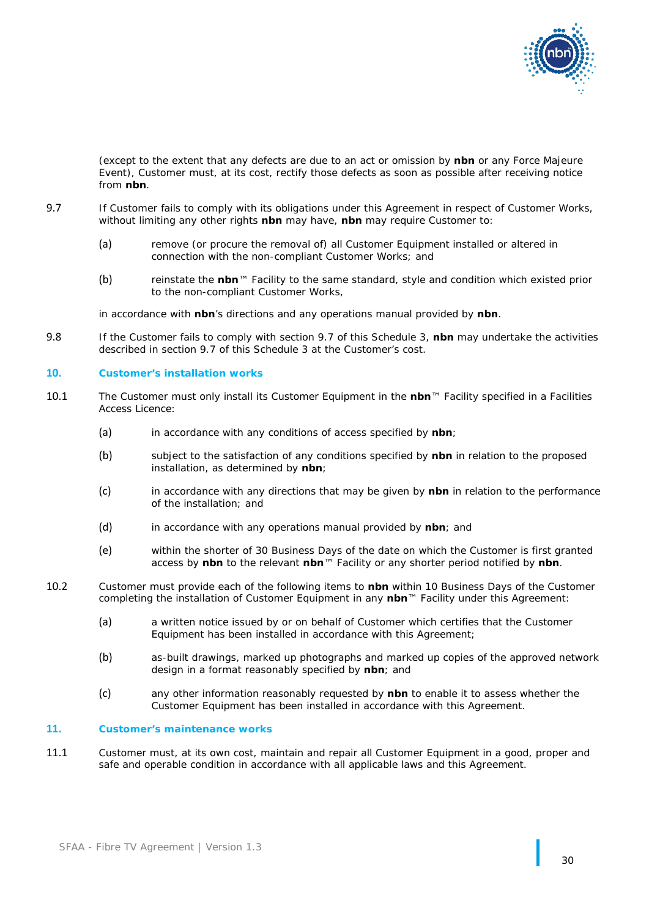(except to the extent that any defects are due to an act or omission by **nbn** or any Force Majeure Event), Customer must, at its cost, rectify those defects as soon as possible after receiving notice from **nbn**.

9.7 If Customer fails to comply with its obligations under this Agreement in respect of Customer Works, without limiting any other rights **nbn** may have, **nbn** may require Customer to:

(a) remove (or procure the removal of) all Customer Equipment installed or altered in connection with the non-compliant Customer Works; and

(b) reinstate the **nbn**™ Facility to the same standard, style and condition which existed prior to the non-compliant Customer Works,

in accordance with **nbn**'s directions and any operations manual provided by **nbn**.

9.8 If the Customer fails to comply with section 9.7 of this Schedule 3, **nbn** may undertake the activities described in section 9.7 of this Schedule 3 at the Customer's cost.

## 10. Customer's installation works

10.1 The Customer must only install its Customer Equipment in the **nbn**™ Facility specified in a Facilities Access Licence:

(a) in accordance with any conditions of access specified by **nbn**;

(b) subject to the satisfaction of any conditions specified by **nbn** in relation to the proposed installation, as determined by **nbn**;

(c) in accordance with any directions that may be given by **nbn** in relation to the performance of the installation; and

(d) in accordance with any operations manual provided by **nbn**; and

(e) within the shorter of 30 Business Days of the date on which the Customer is first granted access by **nbn** to the relevant **nbn**™ Facility or any shorter period notified by **nbn**.

10.2 Customer must provide each of the following items to **nbn** within 10 Business Days of the Customer completing the installation of Customer Equipment in any **nbn**™ Facility under this Agreement:

(a) a written notice issued by or on behalf of Customer which certifies that the Customer Equipment has been installed in accordance with this Agreement;

(b) as-built drawings, marked up photographs and marked up copies of the approved network design in a format reasonably specified by **nbn**; and

(c) any other information reasonably requested by **nbn** to enable it to assess whether the Customer Equipment has been installed in accordance with this Agreement.

## 11. Customer's maintenance works

11.1 Customer must, at its own cost, maintain and repair all Customer Equipment in a good, proper and safe and operable condition in accordance with all applicable laws and this Agreement.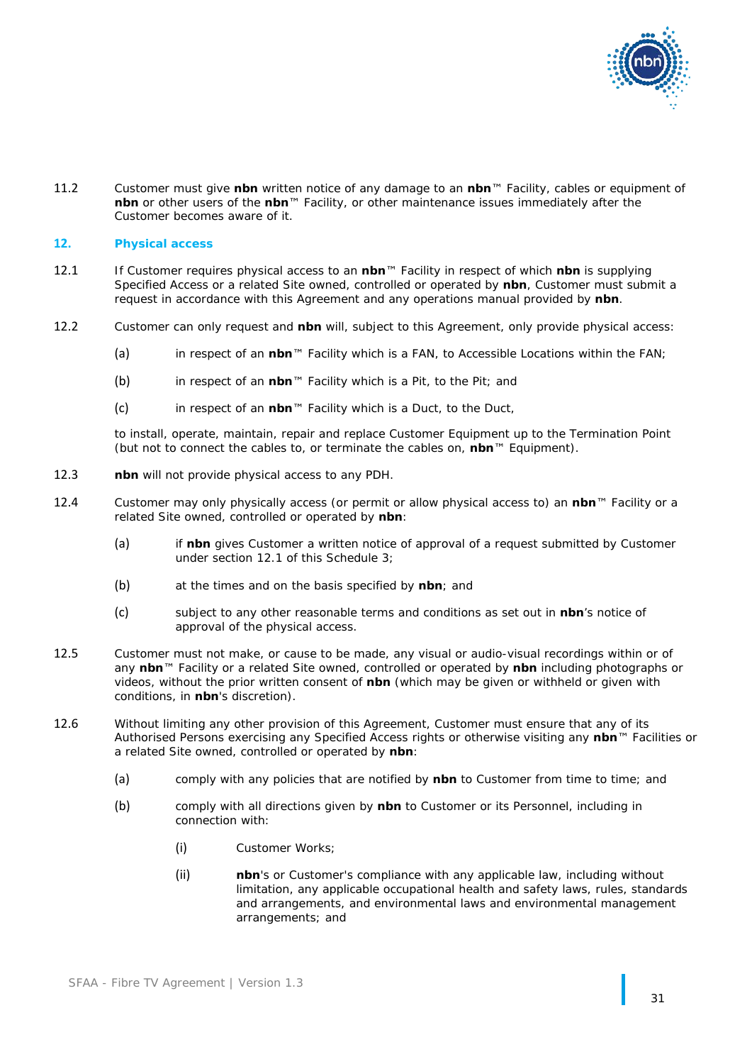11.2 Customer must give **nbn** written notice of any damage to an **nbn**™ Facility, cables or equipment of **nbn** or other users of the **nbn**™ Facility, or other maintenance issues immediately after the Customer becomes aware of it.

## 12. Physical access

12.1 If Customer requires physical access to an **nbn**™ Facility in respect of which **nbn** is supplying Specified Access or a related Site owned, controlled or operated by **nbn**, Customer must submit a request in accordance with this Agreement and any operations manual provided by **nbn**.

12.2 Customer can only request and **nbn** will, subject to this Agreement, only provide physical access:

(a) in respect of an **nbn**™ Facility which is a FAN, to Accessible Locations within the FAN;

(b) in respect of an **nbn**™ Facility which is a Pit, to the Pit; and

(c) in respect of an **nbn**™ Facility which is a Duct, to the Duct,

to install, operate, maintain, repair and replace Customer Equipment up to the Termination Point (but not to connect the cables to, or terminate the cables on, **nbn**™ Equipment).

12.3 **nbn** will not provide physical access to any PDH.

12.4 Customer may only physically access (or permit or allow physical access to) an **nbn**™ Facility or a related Site owned, controlled or operated by **nbn**:

(a) if **nbn** gives Customer a written notice of approval of a request submitted by Customer under section 12.1 of this Schedule 3;

(b) at the times and on the basis specified by **nbn**; and

(c) subject to any other reasonable terms and conditions as set out in **nbn**'s notice of approval of the physical access.

12.5 Customer must not make, or cause to be made, any visual or audio-visual recordings within or of any **nbn**™ Facility or a related Site owned, controlled or operated by **nbn** including photographs or videos, without the prior written consent of **nbn** (which may be given or withheld or given with conditions, in **nbn**'s discretion).

12.6 Without limiting any other provision of this Agreement, Customer must ensure that any of its Authorised Persons exercising any Specified Access rights or otherwise visiting any **nbn**™ Facilities or a related Site owned, controlled or operated by **nbn**:

(a) comply with any policies that are notified by **nbn** to Customer from time to time; and

(b) comply with all directions given by **nbn** to Customer or its Personnel, including in connection with:

(i) Customer Works;

(ii) **nbn**'s or Customer's compliance with any applicable law, including without limitation, any applicable occupational health and safety laws, rules, standards and arrangements, and environmental laws and environmental management arrangements; and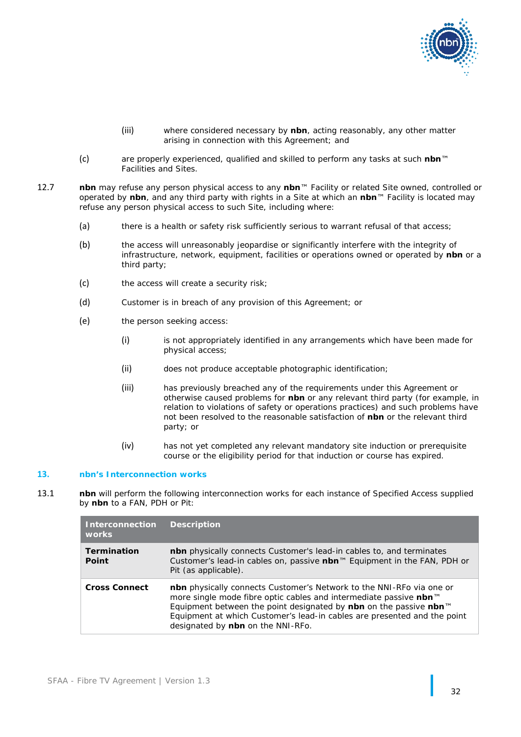(iii) where considered necessary by **nbn**, acting reasonably, any other matter arising in connection with this Agreement; and

(c) are properly experienced, qualified and skilled to perform any tasks at such **nbn**™ Facilities and Sites.

12.7 **nbn** may refuse any person physical access to any **nbn**™ Facility or related Site owned, controlled or operated by **nbn**, and any third party with rights in a Site at which an **nbn**™ Facility is located may refuse any person physical access to such Site, including where:

(a) there is a health or safety risk sufficiently serious to warrant refusal of that access;

(b) the access will unreasonably jeopardise or significantly interfere with the integrity of infrastructure, network, equipment, facilities or operations owned or operated by **nbn** or a third party;

(c) the access will create a security risk;

(d) Customer is in breach of any provision of this Agreement; or

(e) the person seeking access:

(i) is not appropriately identified in any arrangements which have been made for physical access;

(ii) does not produce acceptable photographic identification;

(iii) has previously breached any of the requirements under this Agreement or otherwise caused problems for **nbn** or any relevant third party (for example, in relation to violations of safety or operations practices) and such problems have not been resolved to the reasonable satisfaction of **nbn** or the relevant third party; or

(iv) has not yet completed any relevant mandatory site induction or prerequisite course or the eligibility period for that induction or course has expired.

## 13. nbn's Interconnection works

13.1 **nbn** will perform the following interconnection works for each instance of Specified Access supplied by **nbn** to a FAN, PDH or Pit:

| Interconnection works | Description |
|---|---|
| **Termination Point** | **nbn** physically connects Customer's lead-in cables to, and terminates Customer's lead-in cables on, passive **nbn**™ Equipment in the FAN, PDH or Pit (as applicable). |
| **Cross Connect** | **nbn** physically connects Customer's Network to the NNI-RFo via one or more single mode fibre optic cables and intermediate passive **nbn**™ Equipment between the point designated by **nbn** on the passive **nbn**™ Equipment at which Customer's lead-in cables are presented and the point designated by **nbn** on the NNI-RFo. |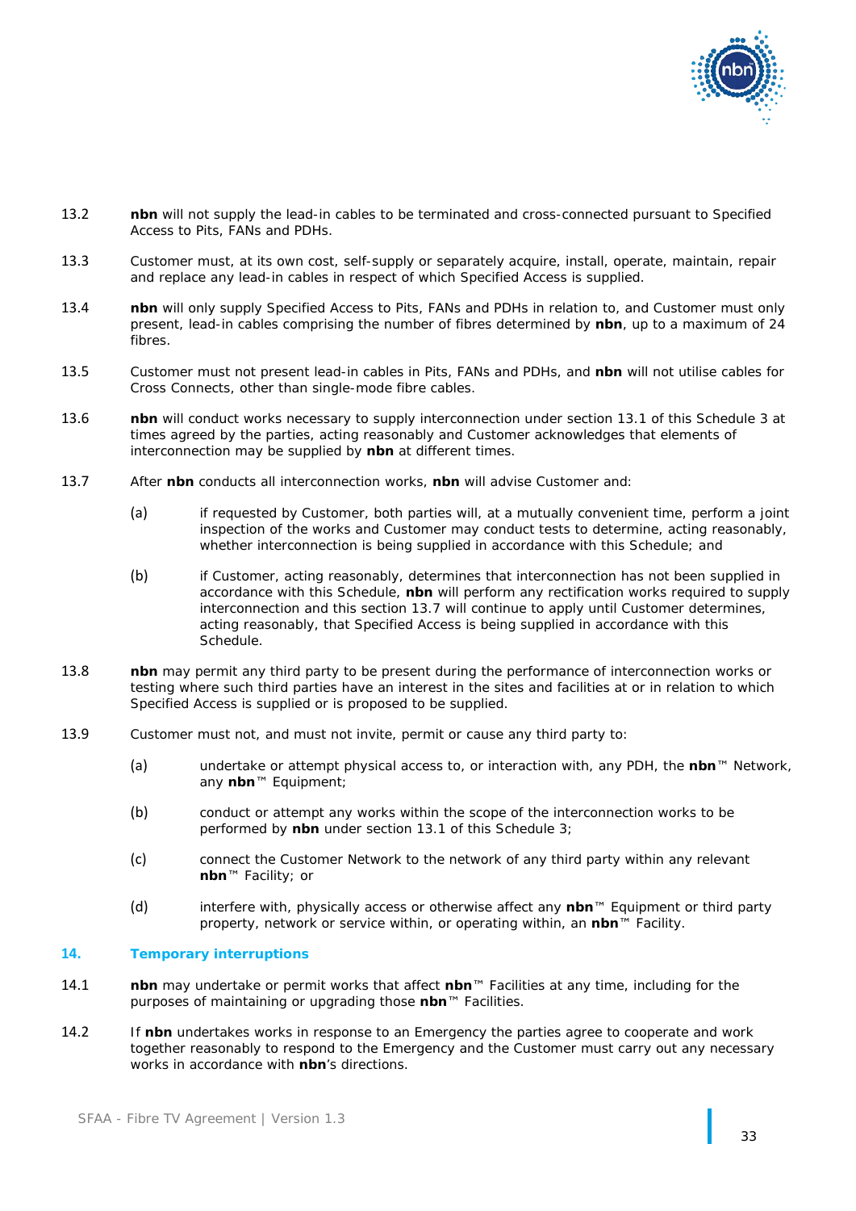13.2 **nbn** will not supply the lead-in cables to be terminated and cross-connected pursuant to Specified Access to Pits, FANs and PDHs.

13.3 Customer must, at its own cost, self-supply or separately acquire, install, operate, maintain, repair and replace any lead-in cables in respect of which Specified Access is supplied.

13.4 **nbn** will only supply Specified Access to Pits, FANs and PDHs in relation to, and Customer must only present, lead-in cables comprising the number of fibres determined by **nbn**, up to a maximum of 24 fibres.

13.5 Customer must not present lead-in cables in Pits, FANs and PDHs, and **nbn** will not utilise cables for Cross Connects, other than single-mode fibre cables.

13.6 **nbn** will conduct works necessary to supply interconnection under section 13.1 of this Schedule 3 at times agreed by the parties, acting reasonably and Customer acknowledges that elements of interconnection may be supplied by **nbn** at different times.

13.7 After **nbn** conducts all interconnection works, **nbn** will advise Customer and:

(a) if requested by Customer, both parties will, at a mutually convenient time, perform a joint inspection of the works and Customer may conduct tests to determine, acting reasonably, whether interconnection is being supplied in accordance with this Schedule; and

(b) if Customer, acting reasonably, determines that interconnection has not been supplied in accordance with this Schedule, **nbn** will perform any rectification works required to supply interconnection and this section 13.7 will continue to apply until Customer determines, acting reasonably, that Specified Access is being supplied in accordance with this Schedule.

13.8 **nbn** may permit any third party to be present during the performance of interconnection works or testing where such third parties have an interest in the sites and facilities at or in relation to which Specified Access is supplied or is proposed to be supplied.

13.9 Customer must not, and must not invite, permit or cause any third party to:

(a) undertake or attempt physical access to, or interaction with, any PDH, the **nbn**™ Network, any **nbn**™ Equipment;

(b) conduct or attempt any works within the scope of the interconnection works to be performed by **nbn** under section 13.1 of this Schedule 3;

(c) connect the Customer Network to the network of any third party within any relevant **nbn**™ Facility; or

(d) interfere with, physically access or otherwise affect any **nbn**™ Equipment or third party property, network or service within, or operating within, an **nbn**™ Facility.

## 14. Temporary interruptions

14.1 **nbn** may undertake or permit works that affect **nbn**™ Facilities at any time, including for the purposes of maintaining or upgrading those **nbn**™ Facilities.

14.2 If **nbn** undertakes works in response to an Emergency the parties agree to cooperate and work together reasonably to respond to the Emergency and the Customer must carry out any necessary works in accordance with **nbn**'s directions.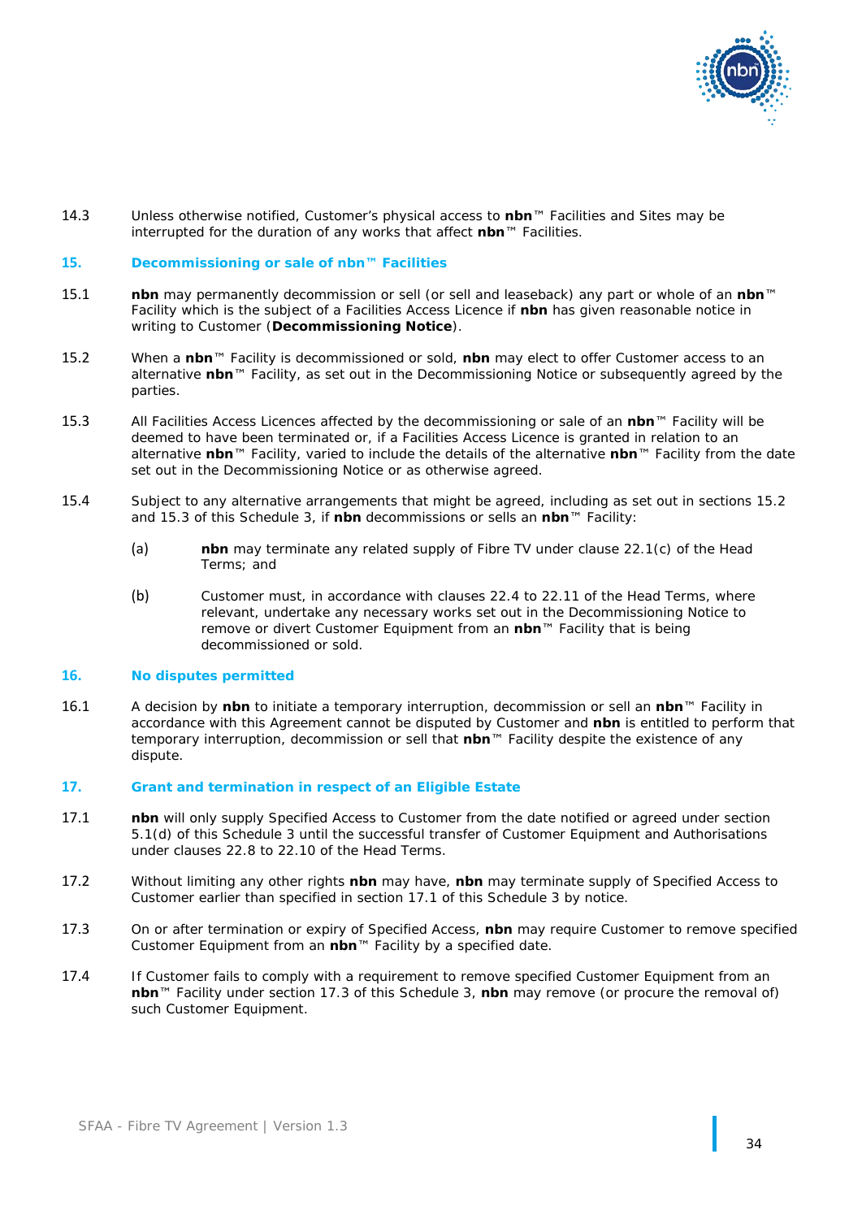14.3 Unless otherwise notified, Customer's physical access to **nbn**™ Facilities and Sites may be interrupted for the duration of any works that affect **nbn**™ Facilities.

## 15. Decommissioning or sale of nbn™ Facilities

15.1 **nbn** may permanently decommission or sell (or sell and leaseback) any part or whole of an **nbn**™ Facility which is the subject of a Facilities Access Licence if **nbn** has given reasonable notice in writing to Customer (**Decommissioning Notice**).

15.2 When a **nbn**™ Facility is decommissioned or sold, **nbn** may elect to offer Customer access to an alternative **nbn**™ Facility, as set out in the Decommissioning Notice or subsequently agreed by the parties.

15.3 All Facilities Access Licences affected by the decommissioning or sale of an **nbn**™ Facility will be deemed to have been terminated or, if a Facilities Access Licence is granted in relation to an alternative **nbn**™ Facility, varied to include the details of the alternative **nbn**™ Facility from the date set out in the Decommissioning Notice or as otherwise agreed.

15.4 Subject to any alternative arrangements that might be agreed, including as set out in sections 15.2 and 15.3 of this Schedule 3, if **nbn** decommissions or sells an **nbn**™ Facility:

(a) **nbn** may terminate any related supply of Fibre TV under clause 22.1(c) of the Head Terms; and

(b) Customer must, in accordance with clauses 22.4 to 22.11 of the Head Terms, where relevant, undertake any necessary works set out in the Decommissioning Notice to remove or divert Customer Equipment from an **nbn**™ Facility that is being decommissioned or sold.

## 16. No disputes permitted

16.1 A decision by **nbn** to initiate a temporary interruption, decommission or sell an **nbn**™ Facility in accordance with this Agreement cannot be disputed by Customer and **nbn** is entitled to perform that temporary interruption, decommission or sell that **nbn**™ Facility despite the existence of any dispute.

## 17. Grant and termination in respect of an Eligible Estate

17.1 **nbn** will only supply Specified Access to Customer from the date notified or agreed under section 5.1(d) of this Schedule 3 until the successful transfer of Customer Equipment and Authorisations under clauses 22.8 to 22.10 of the Head Terms.

17.2 Without limiting any other rights **nbn** may have, **nbn** may terminate supply of Specified Access to Customer earlier than specified in section 17.1 of this Schedule 3 by notice.

17.3 On or after termination or expiry of Specified Access, **nbn** may require Customer to remove specified Customer Equipment from an **nbn**™ Facility by a specified date.

17.4 If Customer fails to comply with a requirement to remove specified Customer Equipment from an **nbn**™ Facility under section 17.3 of this Schedule 3, **nbn** may remove (or procure the removal of) such Customer Equipment.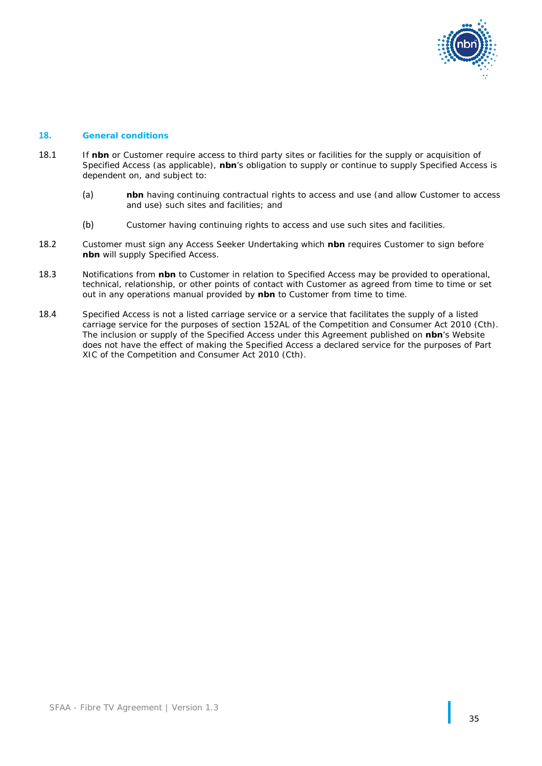## 18. General conditions

18.1 If **nbn** or Customer require access to third party sites or facilities for the supply or acquisition of Specified Access (as applicable), **nbn**'s obligation to supply or continue to supply Specified Access is dependent on, and subject to:

(a) **nbn** having continuing contractual rights to access and use (and allow Customer to access and use) such sites and facilities; and

(b) Customer having continuing rights to access and use such sites and facilities.

18.2 Customer must sign any Access Seeker Undertaking which **nbn** requires Customer to sign before **nbn** will supply Specified Access.

18.3 Notifications from **nbn** to Customer in relation to Specified Access may be provided to operational, technical, relationship, or other points of contact with Customer as agreed from time to time or set out in any operations manual provided by **nbn** to Customer from time to time.

18.4 Specified Access is not a listed carriage service or a service that facilitates the supply of a listed carriage service for the purposes of section 152AL of the Competition and Consumer Act 2010 (Cth). The inclusion or supply of the Specified Access under this Agreement published on **nbn**'s Website does not have the effect of making the Specified Access a declared service for the purposes of Part XIC of the Competition and Consumer Act 2010 (Cth).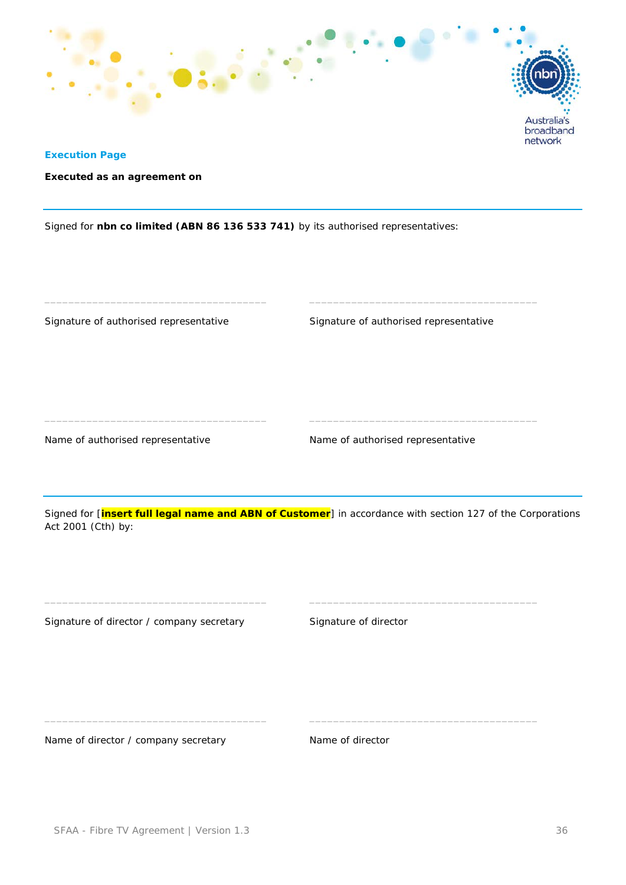## Execution Page

**Executed as an agreement on**

---

Signed for **nbn co limited (ABN 86 136 533 741)** by its authorised representatives:

| | |
|---|---|
| _______________________________________ | _______________________________________ |
| Signature of authorised representative | Signature of authorised representative |
| _______________________________________ | _______________________________________ |
| Name of authorised representative | Name of authorised representative |

---

Signed for [**insert full legal name and ABN of Customer**] in accordance with section 127 of the Corporations Act 2001 (Cth) by:

| | |
|---|---|
| _______________________________________ | _______________________________________ |
| Signature of director / company secretary | Signature of director |
| _______________________________________ | _______________________________________ |
| Name of director / company secretary | Name of director |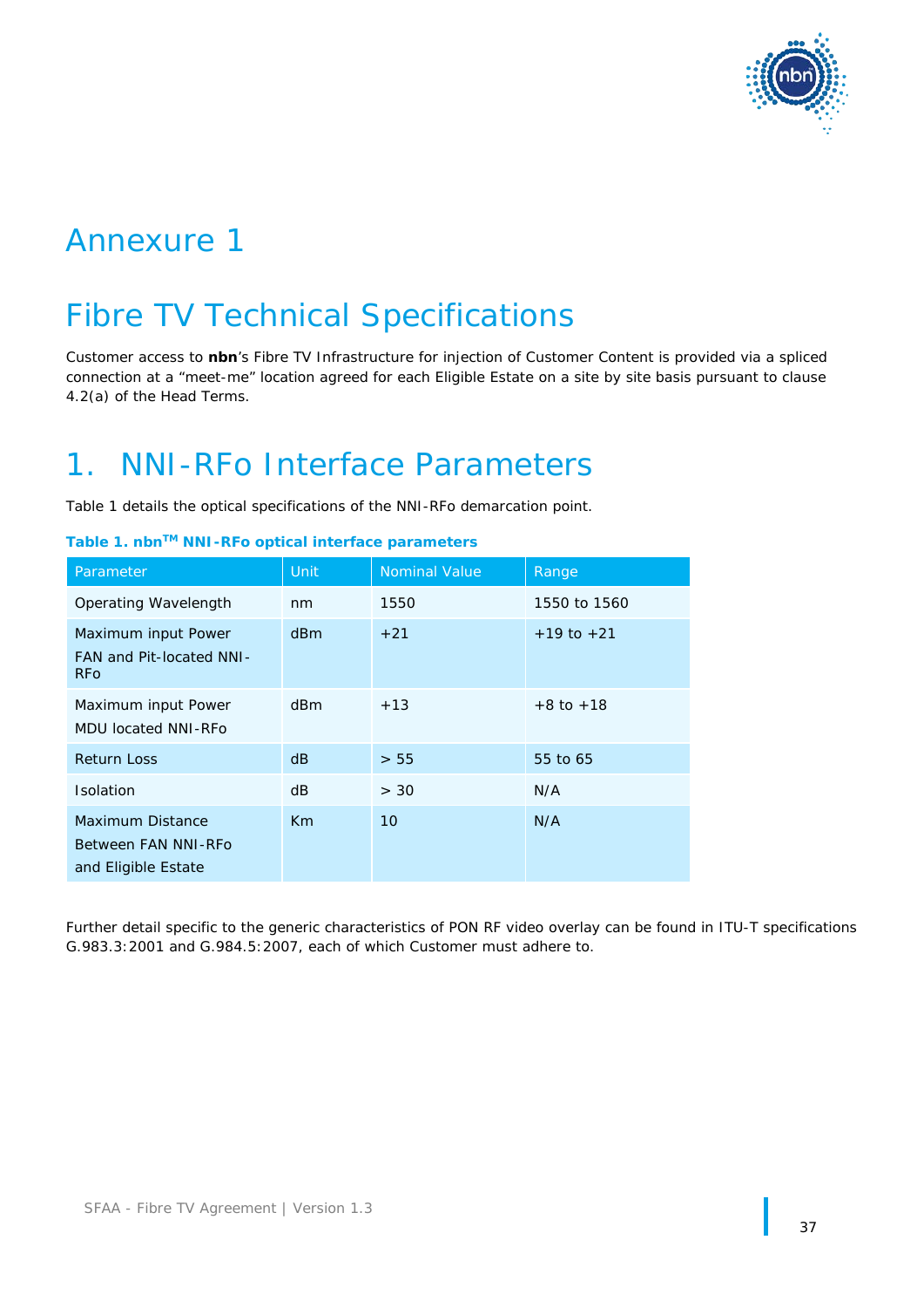# Annexure 1

# Fibre TV Technical Specifications

Customer access to **nbn**'s Fibre TV Infrastructure for injection of Customer Content is provided via a spliced connection at a "meet-me" location agreed for each Eligible Estate on a site by site basis pursuant to clause 4.2(a) of the Head Terms.

# 1. NNI-RFo Interface Parameters

Table 1 details the optical specifications of the NNI-RFo demarcation point.

**Table 1. nbn™ NNI-RFo optical interface parameters**

| Parameter | Unit | Nominal Value | Range |
|---|---|---|---|
| Operating Wavelength | nm | 1550 | 1550 to 1560 |
| Maximum input Power FAN and Pit-located NNI-RFo | dBm | +21 | +19 to +21 |
| Maximum input Power MDU located NNI-RFo | dBm | +13 | +8 to +18 |
| Return Loss | dB | > 55 | 55 to 65 |
| Isolation | dB | > 30 | N/A |
| Maximum Distance Between FAN NNI-RFo and Eligible Estate | Km | 10 | N/A |

Further detail specific to the generic characteristics of PON RF video overlay can be found in ITU-T specifications G.983.3:2001 and G.984.5:2007, each of which Customer must adhere to.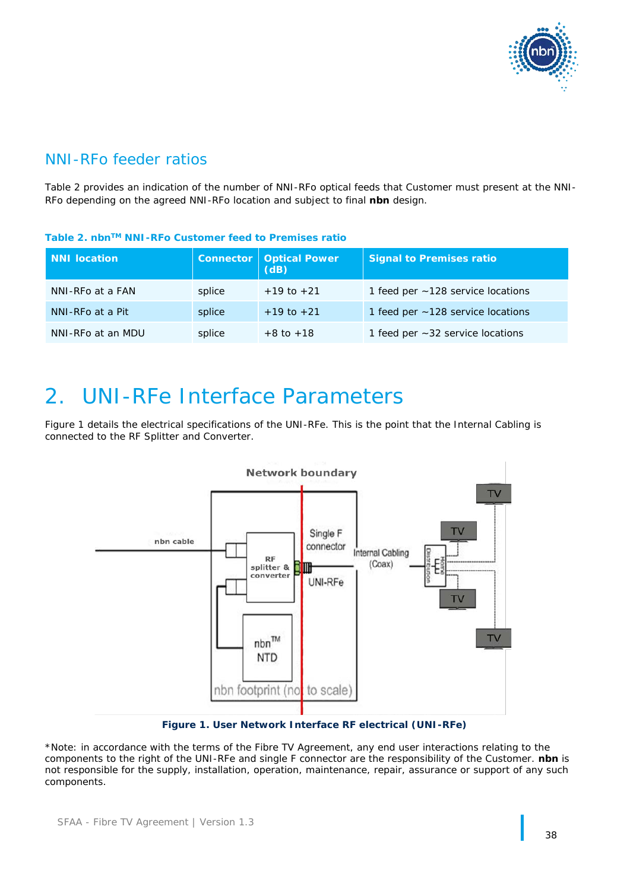## NNI-RFo feeder ratios

Table 2 provides an indication of the number of NNI-RFo optical feeds that Customer must present at the NNI-RFo depending on the agreed NNI-RFo location and subject to final **nbn** design.

**Table 2. nbnTM NNI-RFo Customer feed to Premises ratio**

| NNI location | Connector | Optical Power (dB) | Signal to Premises ratio |
|---|---|---|---|
| NNI-RFo at a FAN | splice | +19 to +21 | 1 feed per ~128 service locations |
| NNI-RFo at a Pit | splice | +19 to +21 | 1 feed per ~128 service locations |
| NNI-RFo at an MDU | splice | +8 to +18 | 1 feed per ~32 service locations |

# 2. UNI-RFe Interface Parameters

Figure 1 details the electrical specifications of the UNI-RFe. This is the point that the Internal Cabling is connected to the RF Splitter and Converter.

**Figure 1. User Network Interface RF electrical (UNI-RFe)**

*Note: in accordance with the terms of the Fibre TV Agreement, any end user interactions relating to the components to the right of the UNI-RFe and single F connector are the responsibility of the Customer. **nbn** is not responsible for the supply, installation, operation, maintenance, repair, assurance or support of any such components.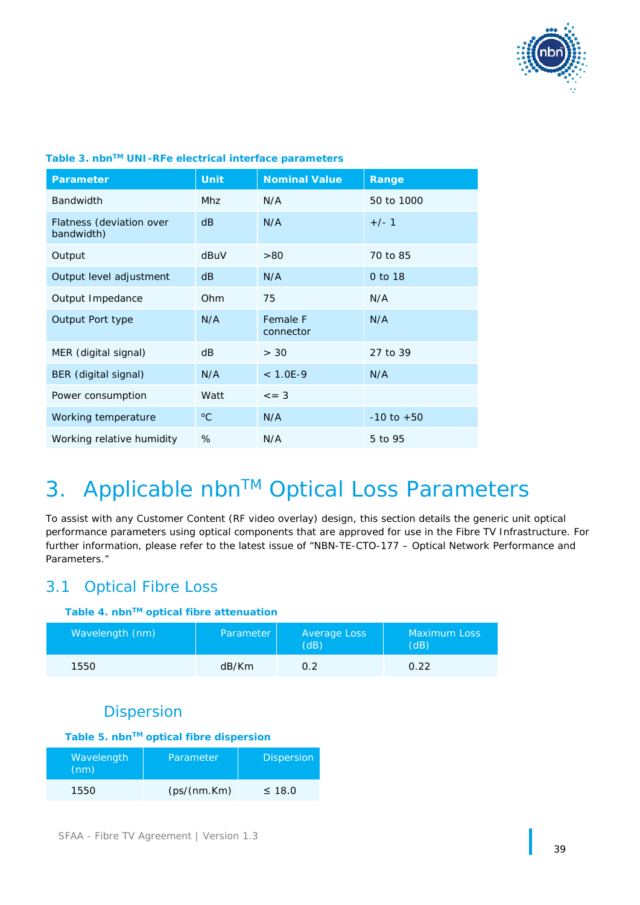**Table 3. nbn™ UNI-RFe electrical interface parameters**

| Parameter | Unit | Nominal Value | Range |
|---|---|---|---|
| Bandwidth | Mhz | N/A | 50 to 1000 |
| Flatness (deviation over bandwidth) | dB | N/A | +/- 1 |
| Output | dBuV | >80 | 70 to 85 |
| Output level adjustment | dB | N/A | 0 to 18 |
| Output Impedance | Ohm | 75 | N/A |
| Output Port type | N/A | Female F connector | N/A |
| MER (digital signal) | dB | > 30 | 27 to 39 |
| BER (digital signal) | N/A | < 1.0E-9 | N/A |
| Power consumption | Watt | <= 3 | |
| Working temperature | ºC | N/A | -10 to +50 |
| Working relative humidity | % | N/A | 5 to 95 |

# 3. Applicable nbn™ Optical Loss Parameters

To assist with any Customer Content (RF video overlay) design, this section details the generic unit optical performance parameters using optical components that are approved for use in the Fibre TV Infrastructure. For further information, please refer to the latest issue of "NBN-TE-CTO-177 – Optical Network Performance and Parameters."

## 3.1 Optical Fibre Loss

**Table 4. nbn™ optical fibre attenuation**

| Wavelength (nm) | Parameter | Average Loss (dB) | Maximum Loss (dB) |
|---|---|---|---|
| 1550 | dB/Km | 0.2 | 0.22 |

## Dispersion

**Table 5. nbn™ optical fibre dispersion**

| Wavelength (nm) | Parameter | Dispersion |
|---|---|---|
| 1550 | (ps/(nm.Km) | ≤ 18.0 |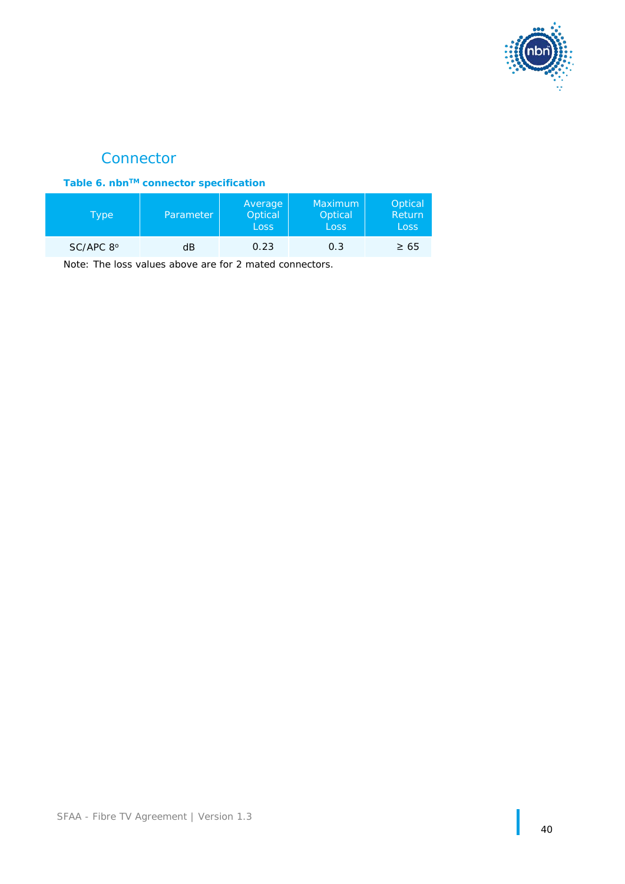## Connector

**Table 6. nbn[TM] connector specification**

| Type | Parameter | Average Optical Loss | Maximum Optical Loss | Optical Return Loss |
|---|---|---|---|---|
| SC/APC 8° | dB | 0.23 | 0.3 | ≥ 65 |

Note: The loss values above are for 2 mated connectors.